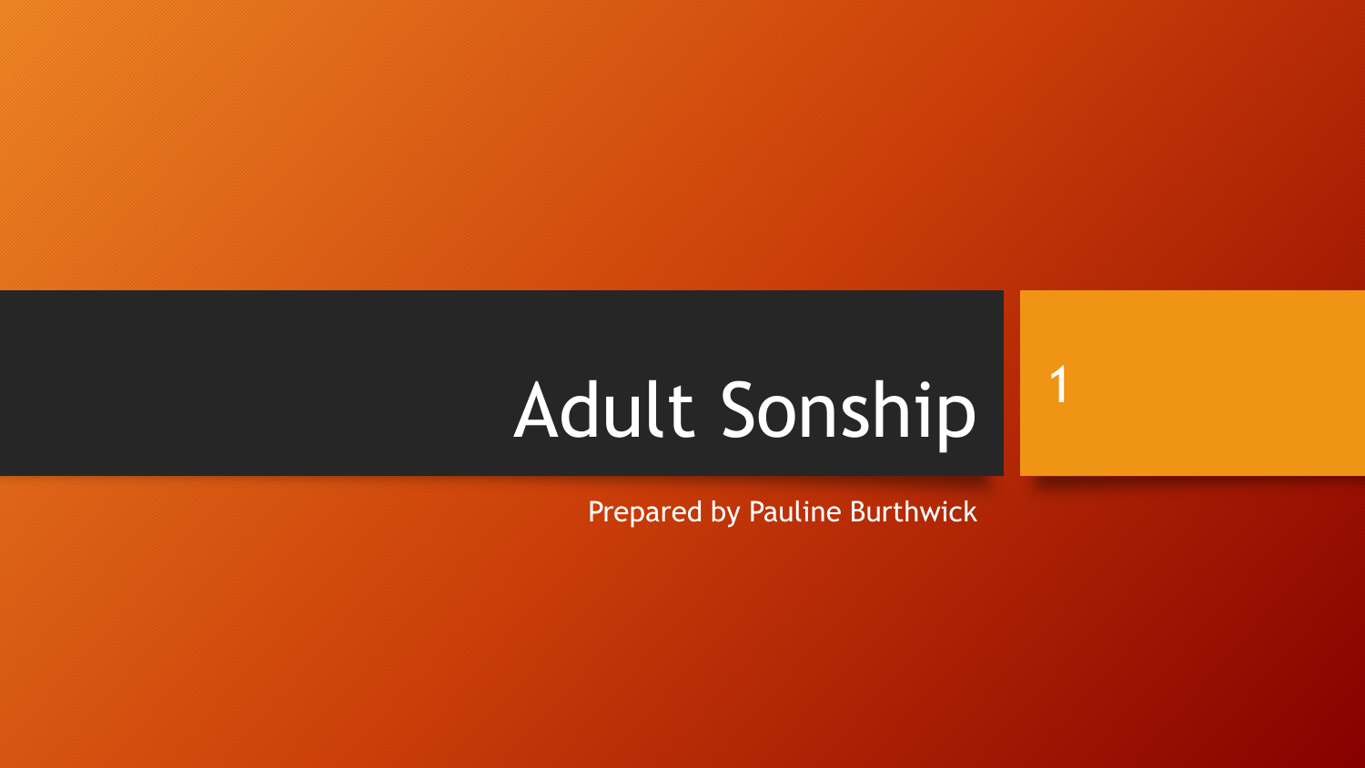# Adult Sonship

Prepared by Pauline Burthwick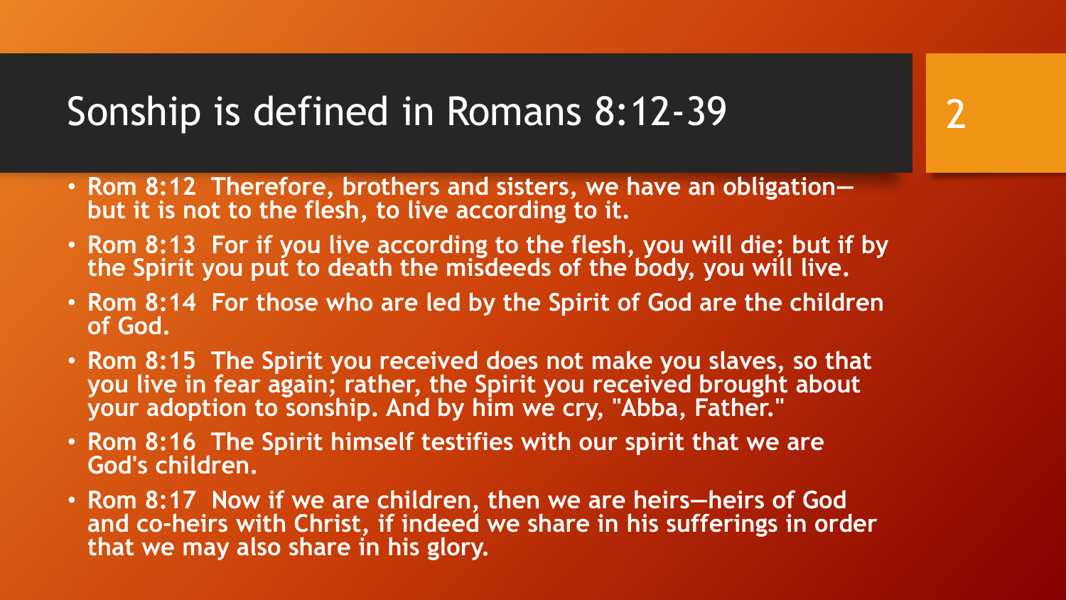# Sonship is defined in Romans 8:12-39

- **Rom 8:12 Therefore, brothers and sisters, we have an obligation—but it is not to the flesh, to live according to it.**
- **Rom 8:13 For if you live according to the flesh, you will die; but if by the Spirit you put to death the misdeeds of the body, you will live.**
- **Rom 8:14 For those who are led by the Spirit of God are the children of God.**
- **Rom 8:15 The Spirit you received does not make you slaves, so that you live in fear again; rather, the Spirit you received brought about your adoption to sonship. And by him we cry, "Abba, Father."**
- **Rom 8:16 The Spirit himself testifies with our spirit that we are God's children.**
- **Rom 8:17 Now if we are children, then we are heirs—heirs of God and co-heirs with Christ, if indeed we share in his sufferings in order that we may also share in his glory.**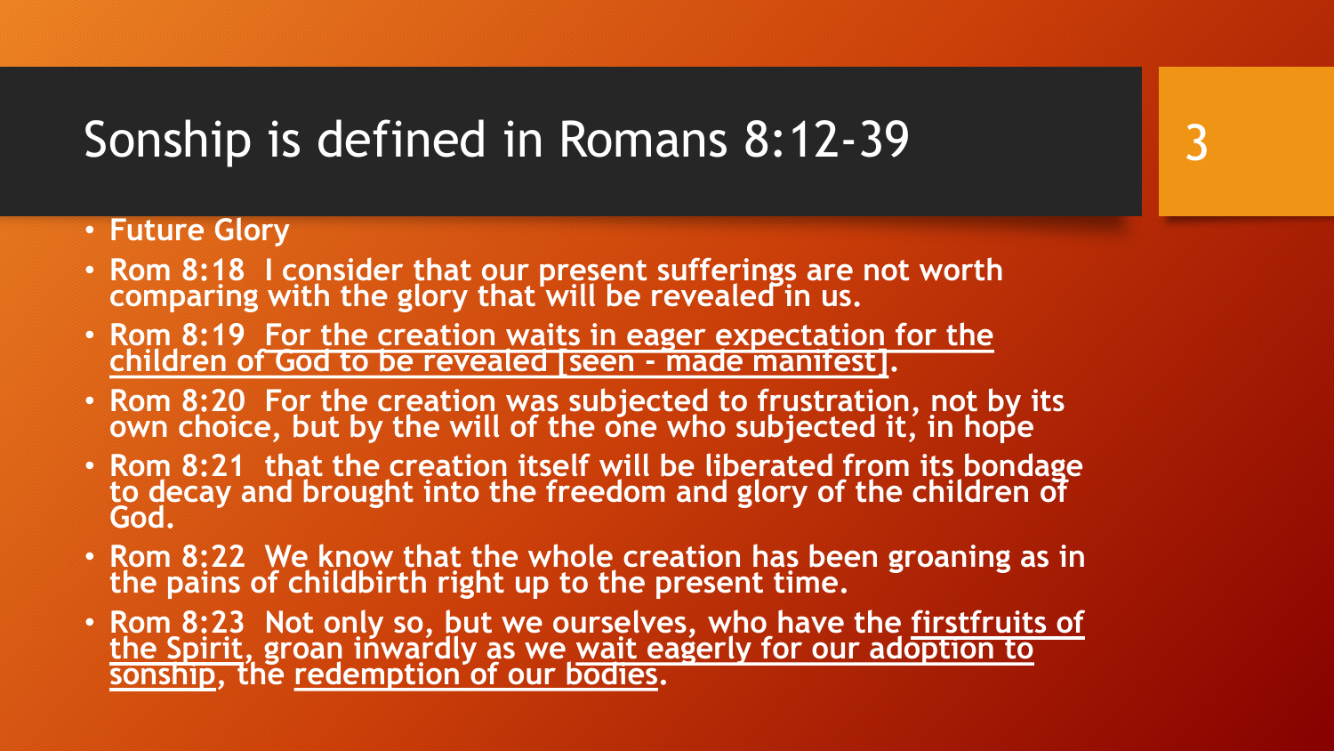# Sonship is defined in Romans 8:12-39

- **Future Glory**
- **Rom 8:18 I consider that our present sufferings are not worth comparing with the glory that will be revealed in us.**
- **Rom 8:19 <u>For the creation waits in eager expectation for the children of God to be revealed [seen - made manifest]</u>.**
- **Rom 8:20 For the creation was subjected to frustration, not by its own choice, but by the will of the one who subjected it, in hope**
- **Rom 8:21 that the creation itself will be liberated from its bondage to decay and brought into the freedom and glory of the children of God.**
- **Rom 8:22 We know that the whole creation has been groaning as in the pains of childbirth right up to the present time.**
- **Rom 8:23 Not only so, but we ourselves, who have the <u>firstfruits of the Spirit</u>, groan inwardly as we <u>wait eagerly for our adoption to sonship</u>, the <u>redemption of our bodies</u>.**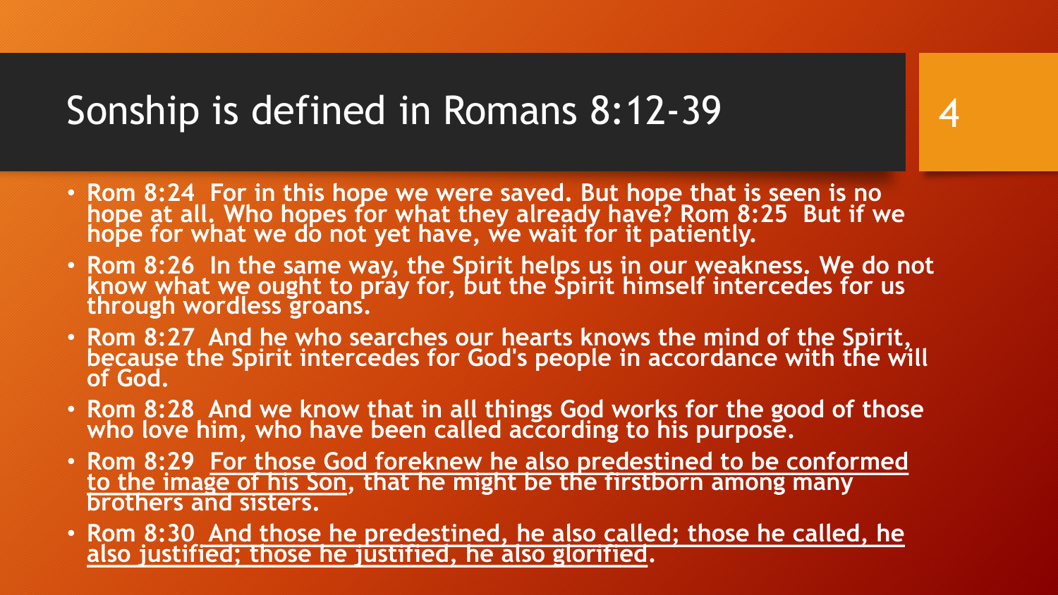# Sonship is defined in Romans 8:12-39

- **Rom 8:24 For in this hope we were saved. But hope that is seen is no hope at all. Who hopes for what they already have? Rom 8:25 But if we hope for what we do not yet have, we wait for it patiently.**
- **Rom 8:26 In the same way, the Spirit helps us in our weakness. We do not know what we ought to pray for, but the Spirit himself intercedes for us through wordless groans.**
- **Rom 8:27 And he who searches our hearts knows the mind of the Spirit, because the Spirit intercedes for God's people in accordance with the will of God.**
- **Rom 8:28 And we know that in all things God works for the good of those who love him, who have been called according to his purpose.**
- **Rom 8:29 <u>For those God foreknew he also predestined to be conformed to the image of his Son</u>, that he might be the firstborn among many brothers and sisters.**
- **Rom 8:30 <u>And those he predestined, he also called; those he called, he also justified; those he justified, he also glorified</u>.**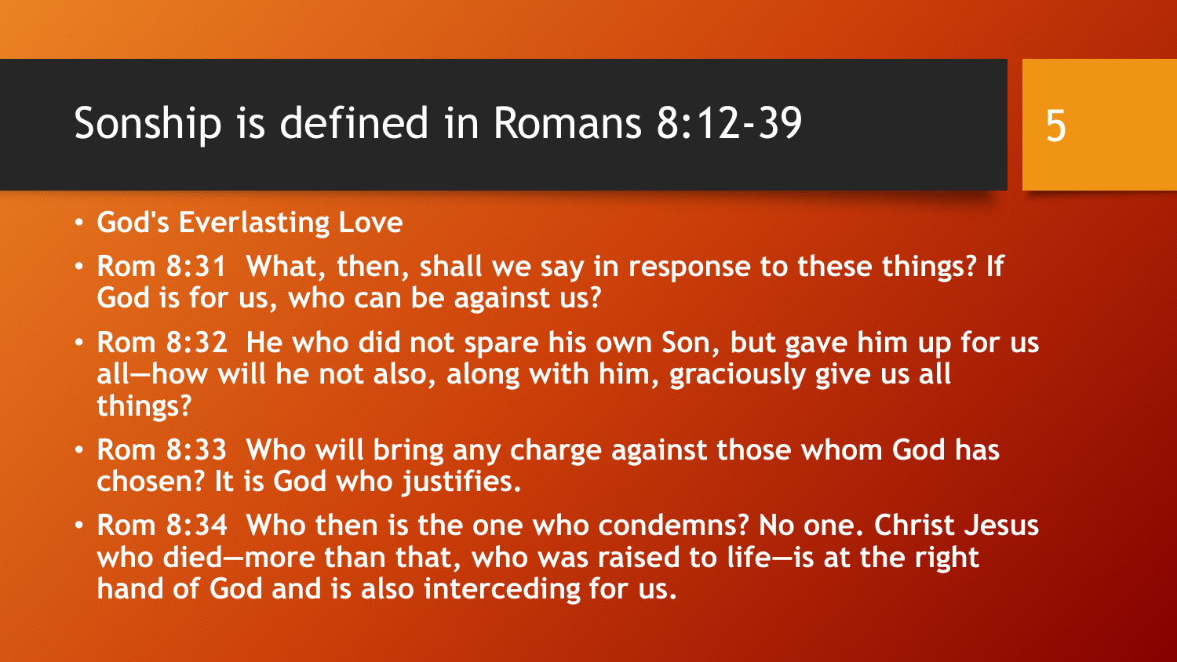# Sonship is defined in Romans 8:12-39

- **God's Everlasting Love**
- **Rom 8:31  What, then, shall we say in response to these things? If God is for us, who can be against us?**
- **Rom 8:32  He who did not spare his own Son, but gave him up for us all—how will he not also, along with him, graciously give us all things?**
- **Rom 8:33  Who will bring any charge against those whom God has chosen? It is God who justifies.**
- **Rom 8:34  Who then is the one who condemns? No one. Christ Jesus who died—more than that, who was raised to life—is at the right hand of God and is also interceding for us.**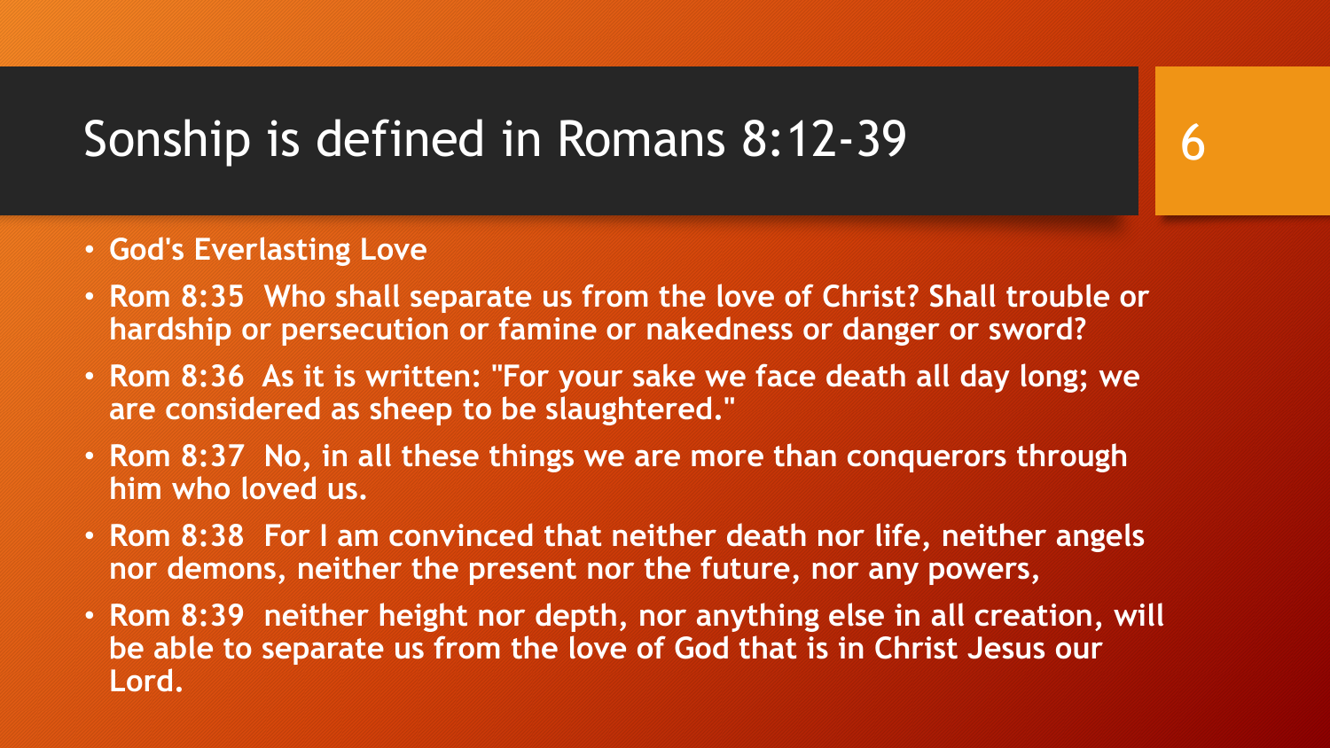# Sonship is defined in Romans 8:12-39

- **God's Everlasting Love**
- **Rom 8:35  Who shall separate us from the love of Christ? Shall trouble or hardship or persecution or famine or nakedness or danger or sword?**
- **Rom 8:36  As it is written: "For your sake we face death all day long; we are considered as sheep to be slaughtered."**
- **Rom 8:37  No, in all these things we are more than conquerors through him who loved us.**
- **Rom 8:38  For I am convinced that neither death nor life, neither angels nor demons, neither the present nor the future, nor any powers,**
- **Rom 8:39  neither height nor depth, nor anything else in all creation, will be able to separate us from the love of God that is in Christ Jesus our Lord.**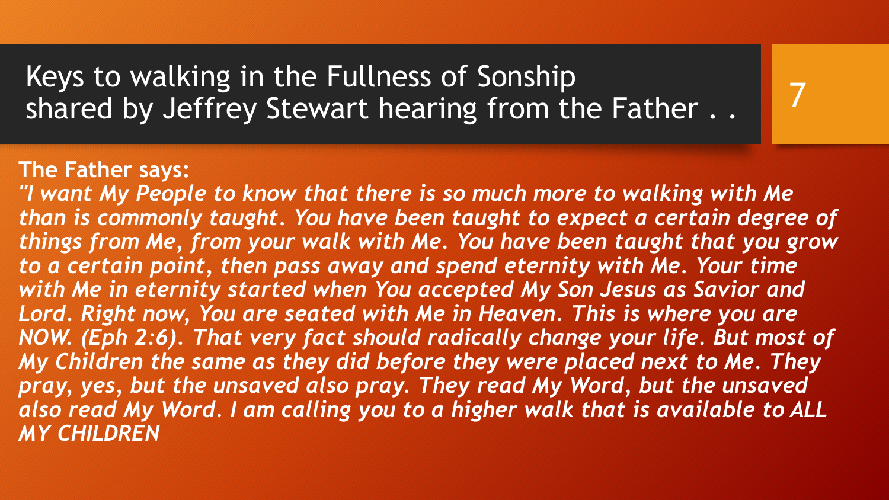# Keys to walking in the Fullness of Sonship shared by Jeffrey Stewart hearing from the Father . .

**The Father says:**

***"I want My People to know that there is so much more to walking with Me than is commonly taught. You have been taught to expect a certain degree of things from Me, from your walk with Me. You have been taught that you grow to a certain point, then pass away and spend eternity with Me. Your time with Me in eternity started when You accepted My Son Jesus as Savior and Lord. Right now, You are seated with Me in Heaven. This is where you are NOW. (Eph 2:6). That very fact should radically change your life. But most of My Children the same as they did before they were placed next to Me. They pray, yes, but the unsaved also pray. They read My Word, but the unsaved also read My Word. I am calling you to a higher walk that is available to ALL MY CHILDREN***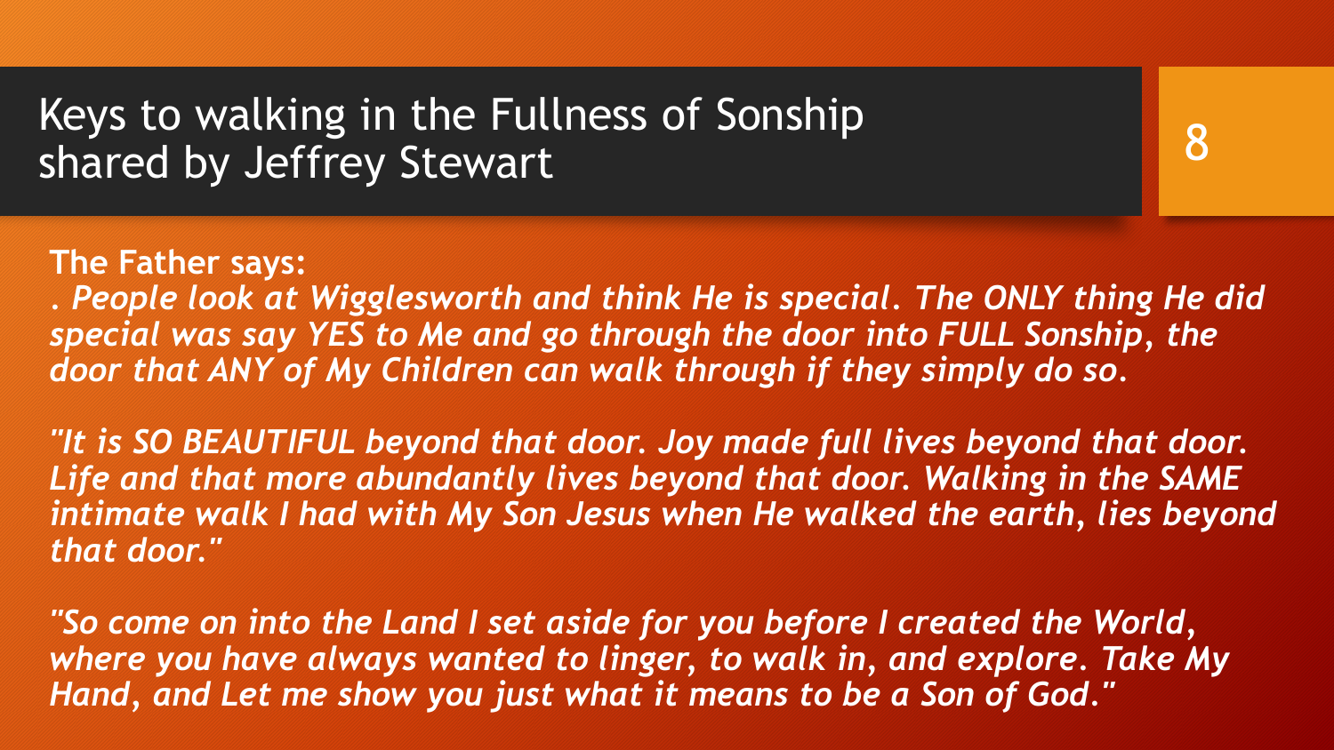# Keys to walking in the Fullness of Sonship shared by Jeffrey Stewart

**The Father says:**

***. People look at Wigglesworth and think He is special. The ONLY thing He did special was say YES to Me and go through the door into FULL Sonship, the door that ANY of My Children can walk through if they simply do so.***

***"It is SO BEAUTIFUL beyond that door. Joy made full lives beyond that door. Life and that more abundantly lives beyond that door. Walking in the SAME intimate walk I had with My Son Jesus when He walked the earth, lies beyond that door."***

***"So come on into the Land I set aside for you before I created the World, where you have always wanted to linger, to walk in, and explore. Take My Hand, and Let me show you just what it means to be a Son of God."***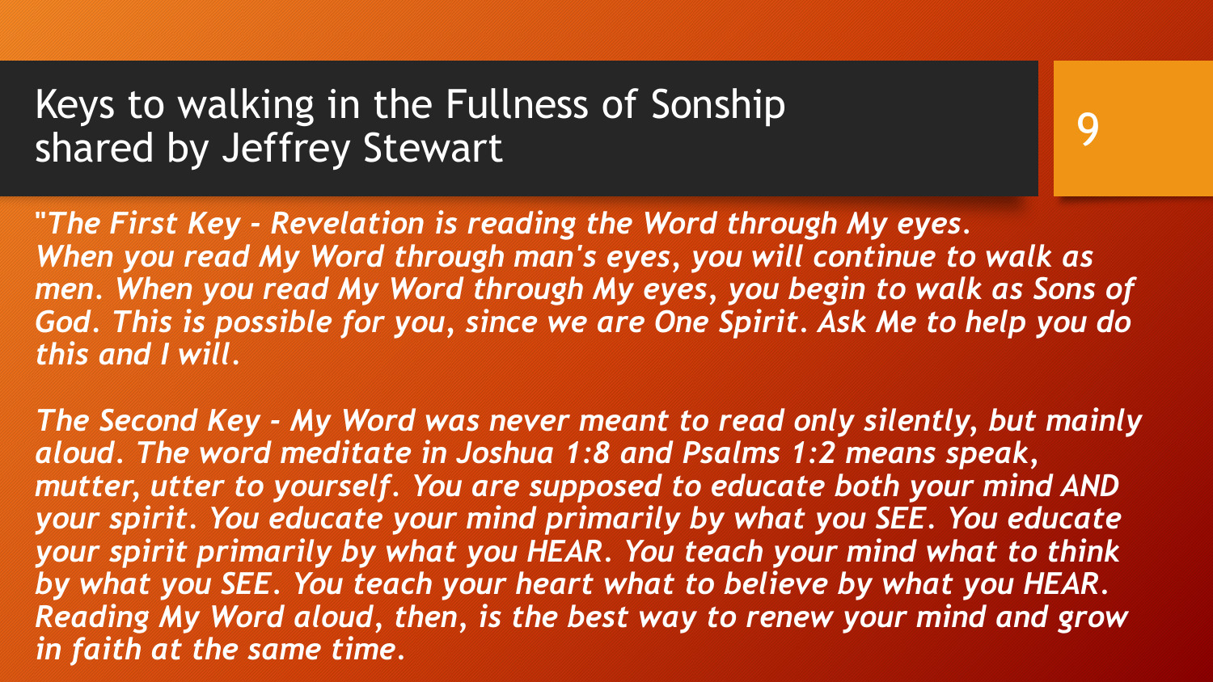# Keys to walking in the Fullness of Sonship shared by Jeffrey Stewart

"*The First Key - Revelation is reading the Word through My eyes. When you read My Word through man's eyes, you will continue to walk as men. When you read My Word through My eyes, you begin to walk as Sons of God. This is possible for you, since we are One Spirit. Ask Me to help you do this and I will.*

*The Second Key - My Word was never meant to read only silently, but mainly aloud. The word meditate in Joshua 1:8 and Psalms 1:2 means speak, mutter, utter to yourself. You are supposed to educate both your mind AND your spirit. You educate your mind primarily by what you SEE. You educate your spirit primarily by what you HEAR. You teach your mind what to think by what you SEE. You teach your heart what to believe by what you HEAR. Reading My Word aloud, then, is the best way to renew your mind and grow in faith at the same time.*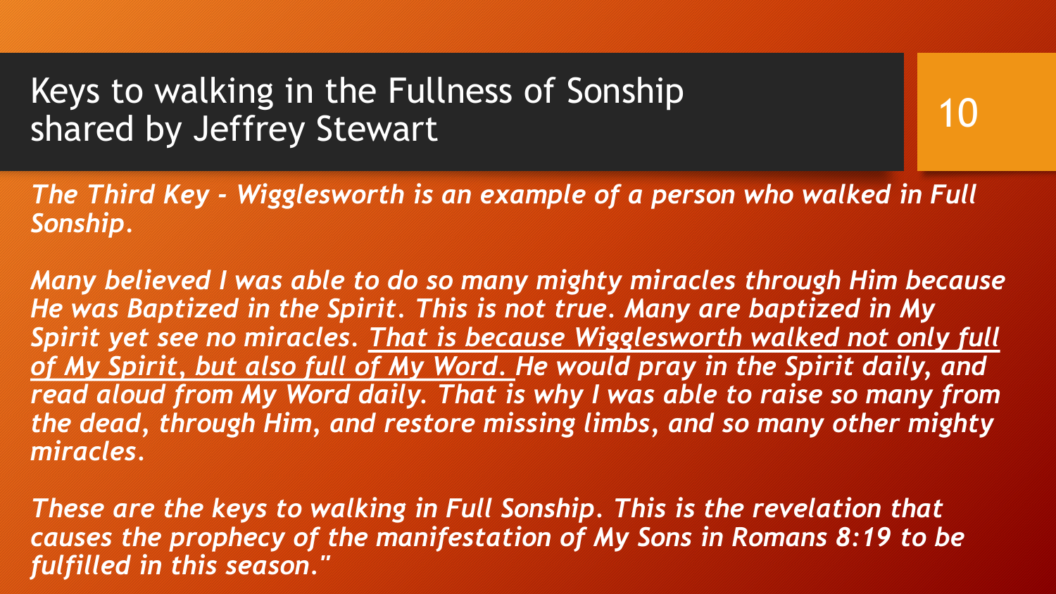# Keys to walking in the Fullness of Sonship shared by Jeffrey Stewart

*The Third Key - Wigglesworth is an example of a person who walked in Full Sonship.*

*Many believed I was able to do so many mighty miracles through Him because He was Baptized in the Spirit. This is not true. Many are baptized in My Spirit yet see no miracles. <u>That is because Wigglesworth walked not only full of My Spirit, but also full of My Word.</u> He would pray in the Spirit daily, and read aloud from My Word daily. That is why I was able to raise so many from the dead, through Him, and restore missing limbs, and so many other mighty miracles.*

*These are the keys to walking in Full Sonship. This is the revelation that causes the prophecy of the manifestation of My Sons in Romans 8:19 to be fulfilled in this season."*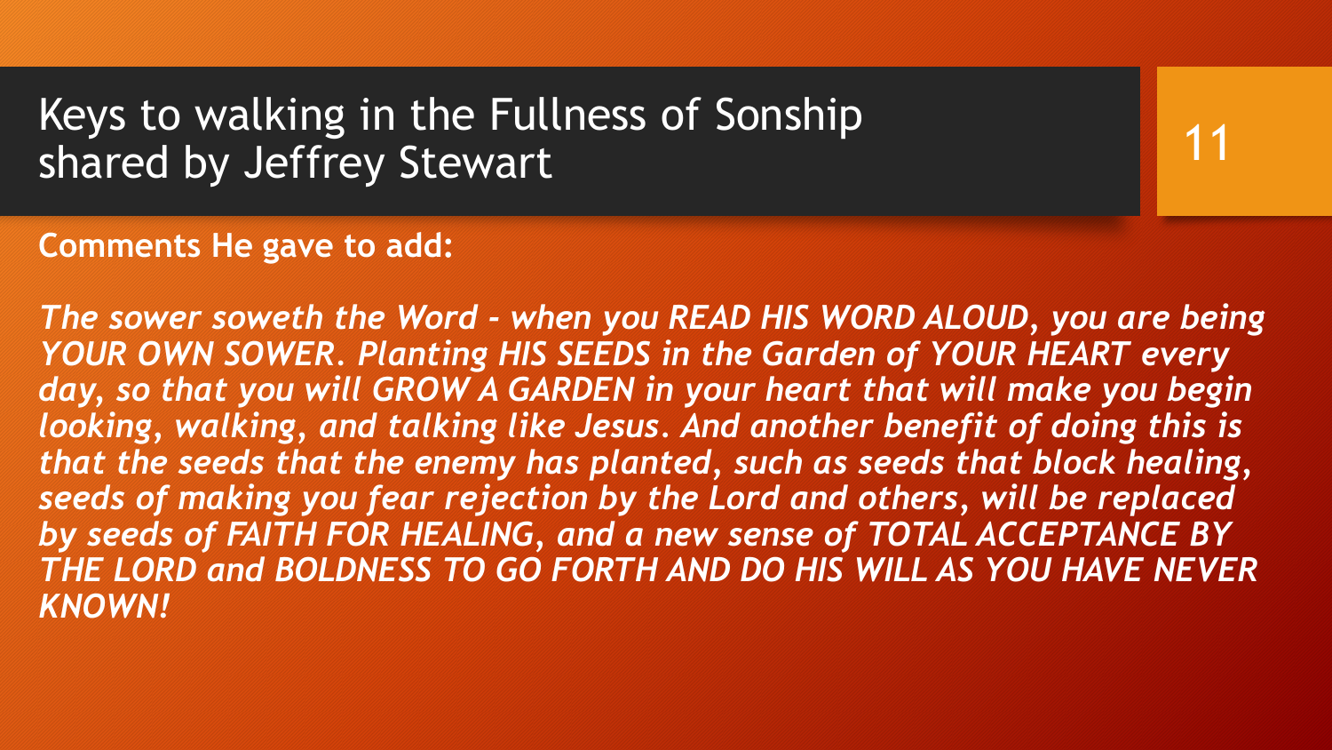# Keys to walking in the Fullness of Sonship shared by Jeffrey Stewart

**Comments He gave to add:**

***The sower soweth the Word - when you READ HIS WORD ALOUD, you are being YOUR OWN SOWER. Planting HIS SEEDS in the Garden of YOUR HEART every day, so that you will GROW A GARDEN in your heart that will make you begin looking, walking, and talking like Jesus. And another benefit of doing this is that the seeds that the enemy has planted, such as seeds that block healing, seeds of making you fear rejection by the Lord and others, will be replaced by seeds of FAITH FOR HEALING, and a new sense of TOTAL ACCEPTANCE BY THE LORD and BOLDNESS TO GO FORTH AND DO HIS WILL AS YOU HAVE NEVER KNOWN!***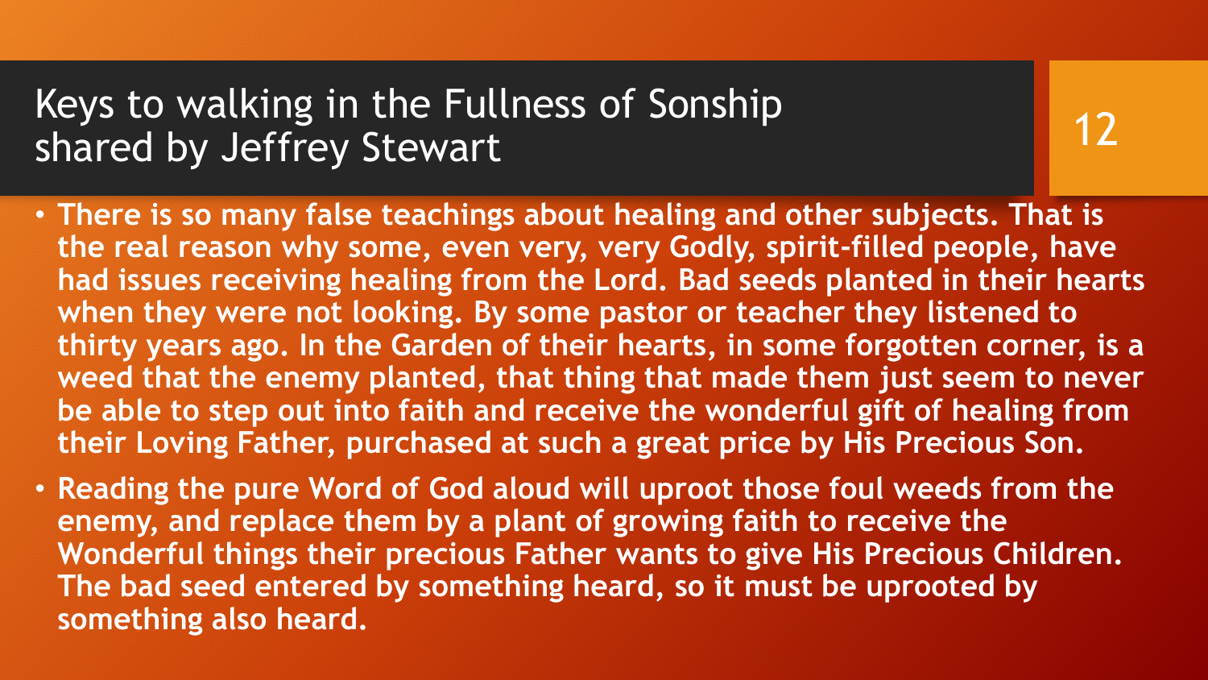# Keys to walking in the Fullness of Sonship shared by Jeffrey Stewart

- **There is so many false teachings about healing and other subjects. That is the real reason why some, even very, very Godly, spirit-filled people, have had issues receiving healing from the Lord. Bad seeds planted in their hearts when they were not looking. By some pastor or teacher they listened to thirty years ago. In the Garden of their hearts, in some forgotten corner, is a weed that the enemy planted, that thing that made them just seem to never be able to step out into faith and receive the wonderful gift of healing from their Loving Father, purchased at such a great price by His Precious Son.**
- **Reading the pure Word of God aloud will uproot those foul weeds from the enemy, and replace them by a plant of growing faith to receive the Wonderful things their precious Father wants to give His Precious Children. The bad seed entered by something heard, so it must be uprooted by something also heard.**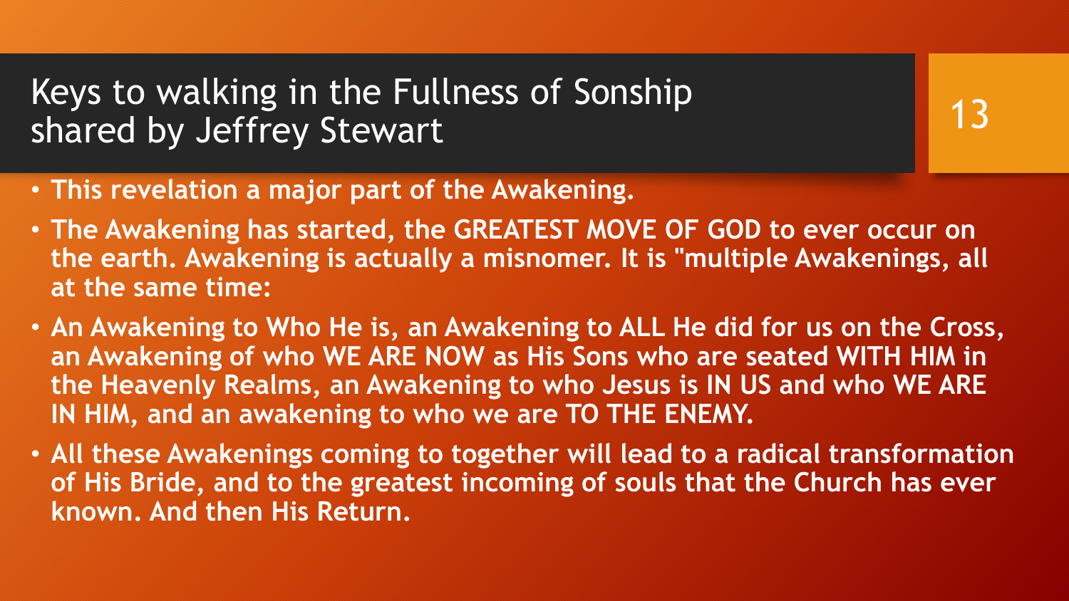# Keys to walking in the Fullness of Sonship shared by Jeffrey Stewart

- **This revelation a major part of the Awakening.**
- **The Awakening has started, the GREATEST MOVE OF GOD to ever occur on the earth. Awakening is actually a misnomer. It is "multiple Awakenings, all at the same time:**
- **An Awakening to Who He is, an Awakening to ALL He did for us on the Cross, an Awakening of who WE ARE NOW as His Sons who are seated WITH HIM in the Heavenly Realms, an Awakening to who Jesus is IN US and who WE ARE IN HIM, and an awakening to who we are TO THE ENEMY.**
- **All these Awakenings coming to together will lead to a radical transformation of His Bride, and to the greatest incoming of souls that the Church has ever known. And then His Return.**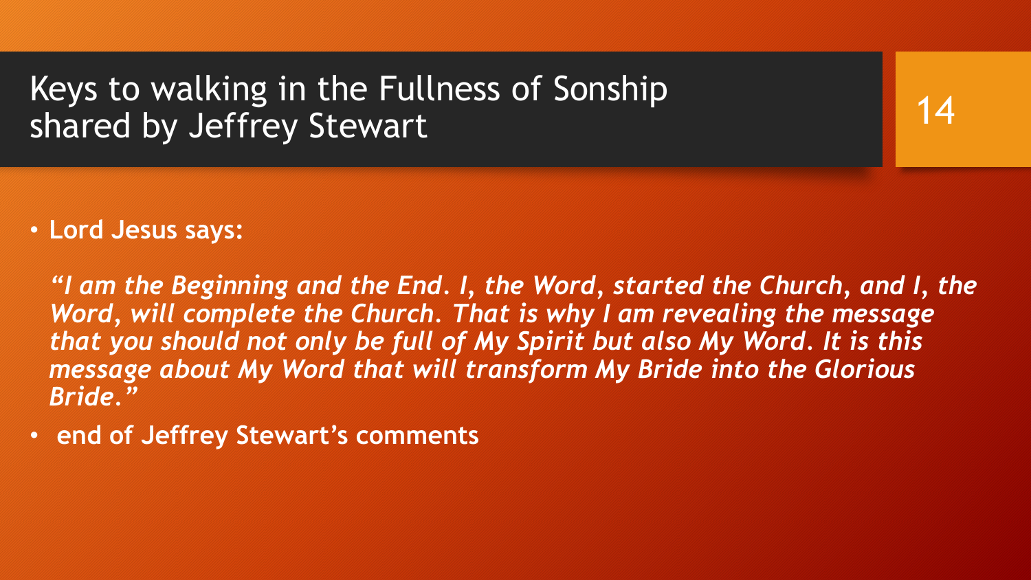# Keys to walking in the Fullness of Sonship shared by Jeffrey Stewart

- **Lord Jesus says:**

  ***"I am the Beginning and the End. I, the Word, started the Church, and I, the Word, will complete the Church. That is why I am revealing the message that you should not only be full of My Spirit but also My Word. It is this message about My Word that will transform My Bride into the Glorious Bride."***

- **end of Jeffrey Stewart's comments**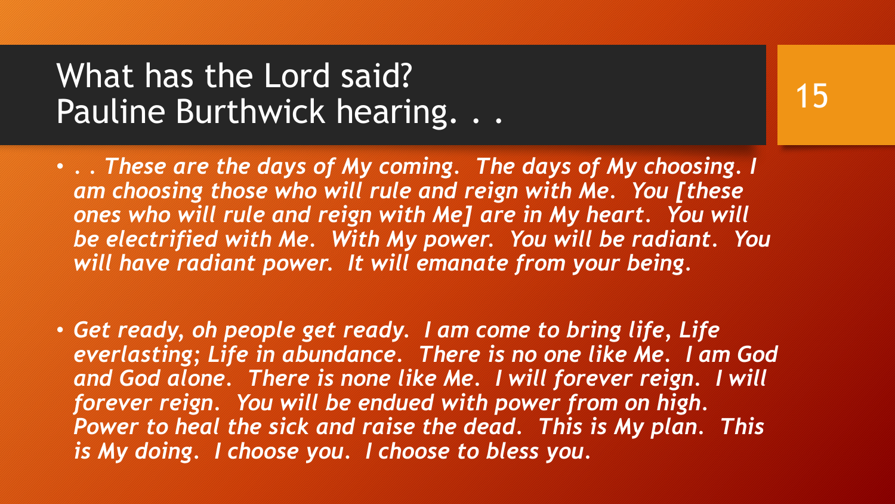# What has the Lord said?
# Pauline Burthwick hearing. . .

- *. . These are the days of My coming. The days of My choosing. I am choosing those who will rule and reign with Me. You [these ones who will rule and reign with Me] are in My heart. You will be electrified with Me. With My power. You will be radiant. You will have radiant power. It will emanate from your being.*

- *Get ready, oh people get ready. I am come to bring life, Life everlasting; Life in abundance. There is no one like Me. I am God and God alone. There is none like Me. I will forever reign. I will forever reign. You will be endued with power from on high. Power to heal the sick and raise the dead. This is My plan. This is My doing. I choose you. I choose to bless you.*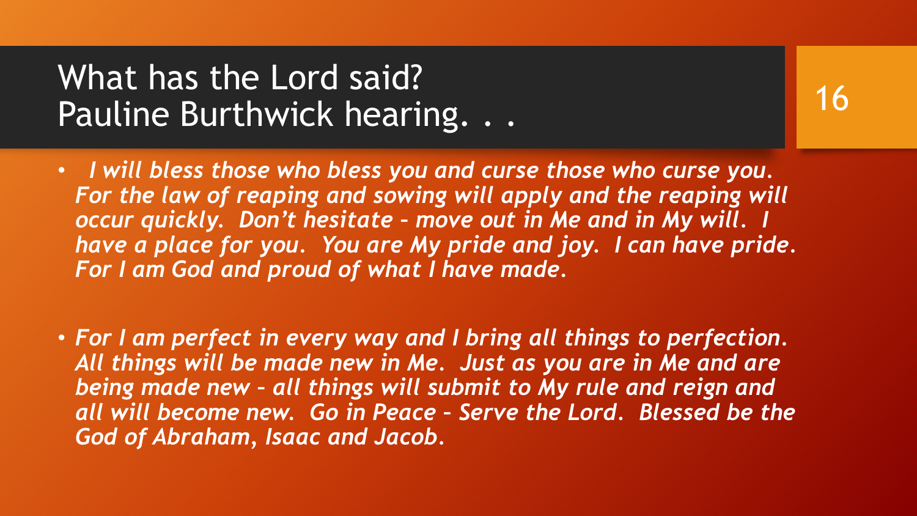# What has the Lord said? Pauline Burthwick hearing. . .

- *I will bless those who bless you and curse those who curse you. For the law of reaping and sowing will apply and the reaping will occur quickly. Don't hesitate – move out in Me and in My will. I have a place for you. You are My pride and joy. I can have pride. For I am God and proud of what I have made.*

- *For I am perfect in every way and I bring all things to perfection. All things will be made new in Me. Just as you are in Me and are being made new – all things will submit to My rule and reign and all will become new. Go in Peace – Serve the Lord. Blessed be the God of Abraham, Isaac and Jacob.*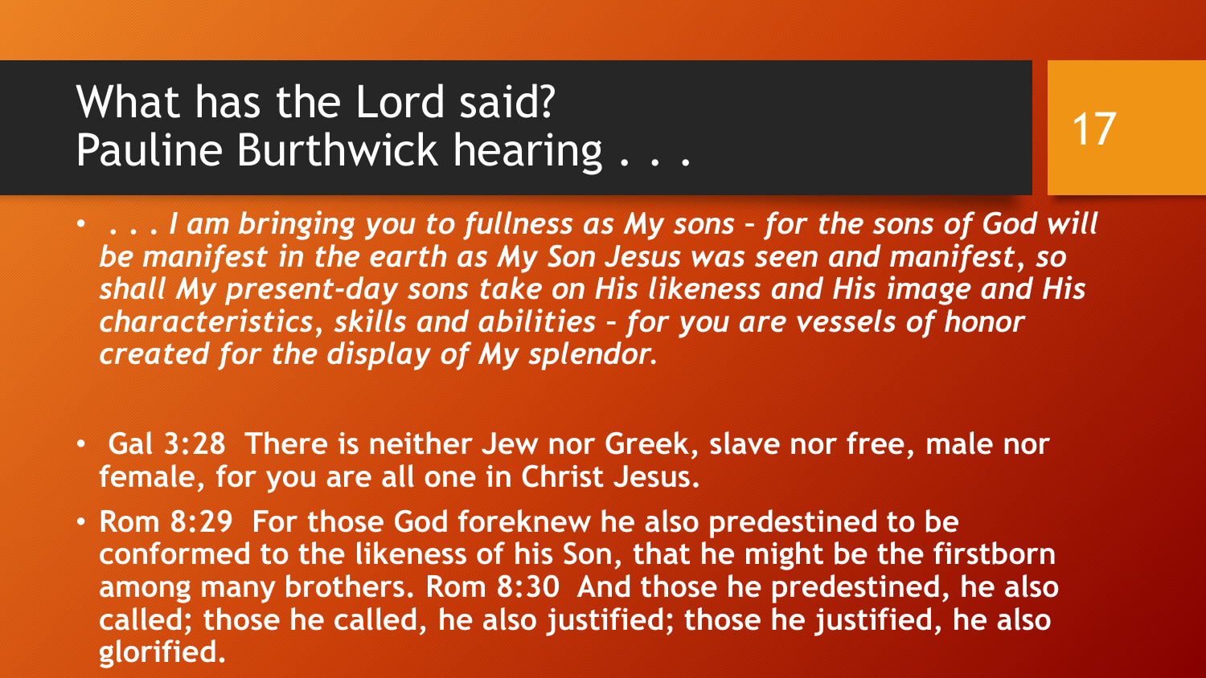# What has the Lord said?
# Pauline Burthwick hearing . . .

- ***. . . I am bringing you to fullness as My sons – for the sons of God will be manifest in the earth as My Son Jesus was seen and manifest, so shall My present-day sons take on His likeness and His image and His characteristics, skills and abilities – for you are vessels of honor created for the display of My splendor.***

- **Gal 3:28 There is neither Jew nor Greek, slave nor free, male nor female, for you are all one in Christ Jesus.**
- **Rom 8:29 For those God foreknew he also predestined to be conformed to the likeness of his Son, that he might be the firstborn among many brothers. Rom 8:30 And those he predestined, he also called; those he called, he also justified; those he justified, he also glorified.**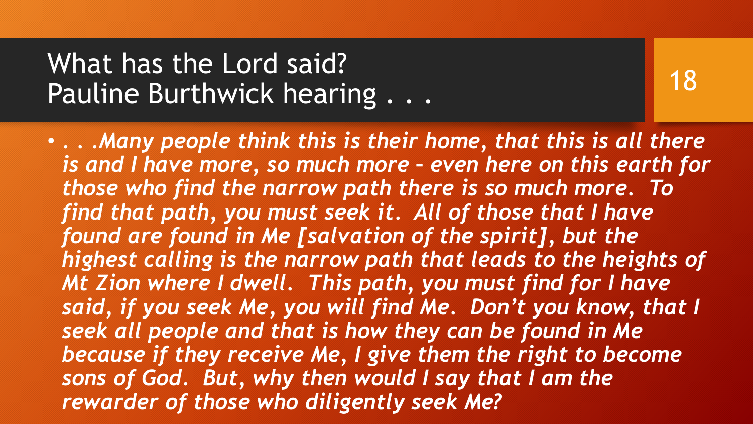# What has the Lord said? Pauline Burthwick hearing . . .

- *. . .Many people think this is their home, that this is all there is and I have more, so much more – even here on this earth for those who find the narrow path there is so much more. To find that path, you must seek it. All of those that I have found are found in Me [salvation of the spirit], but the highest calling is the narrow path that leads to the heights of Mt Zion where I dwell. This path, you must find for I have said, if you seek Me, you will find Me. Don't you know, that I seek all people and that is how they can be found in Me because if they receive Me, I give them the right to become sons of God. But, why then would I say that I am the rewarder of those who diligently seek Me?*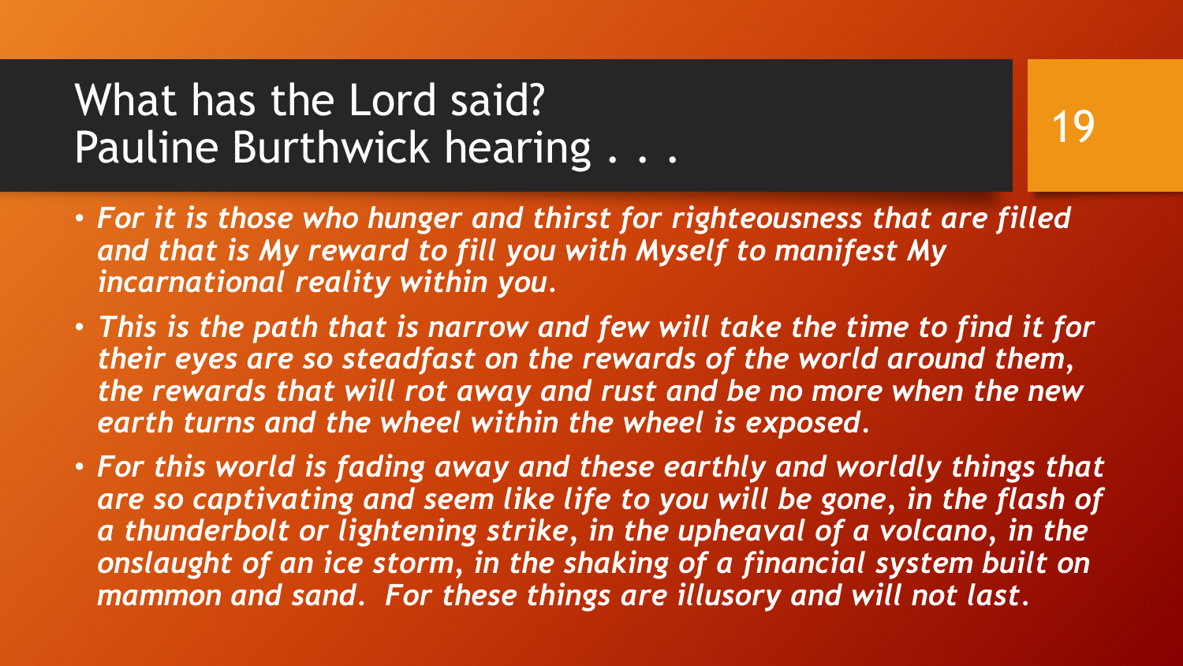# What has the Lord said?
# Pauline Burthwick hearing . . .

- ***For it is those who hunger and thirst for righteousness that are filled and that is My reward to fill you with Myself to manifest My incarnational reality within you.***
- ***This is the path that is narrow and few will take the time to find it for their eyes are so steadfast on the rewards of the world around them, the rewards that will rot away and rust and be no more when the new earth turns and the wheel within the wheel is exposed.***
- ***For this world is fading away and these earthly and worldly things that are so captivating and seem like life to you will be gone, in the flash of a thunderbolt or lightening strike, in the upheaval of a volcano, in the onslaught of an ice storm, in the shaking of a financial system built on mammon and sand. For these things are illusory and will not last.***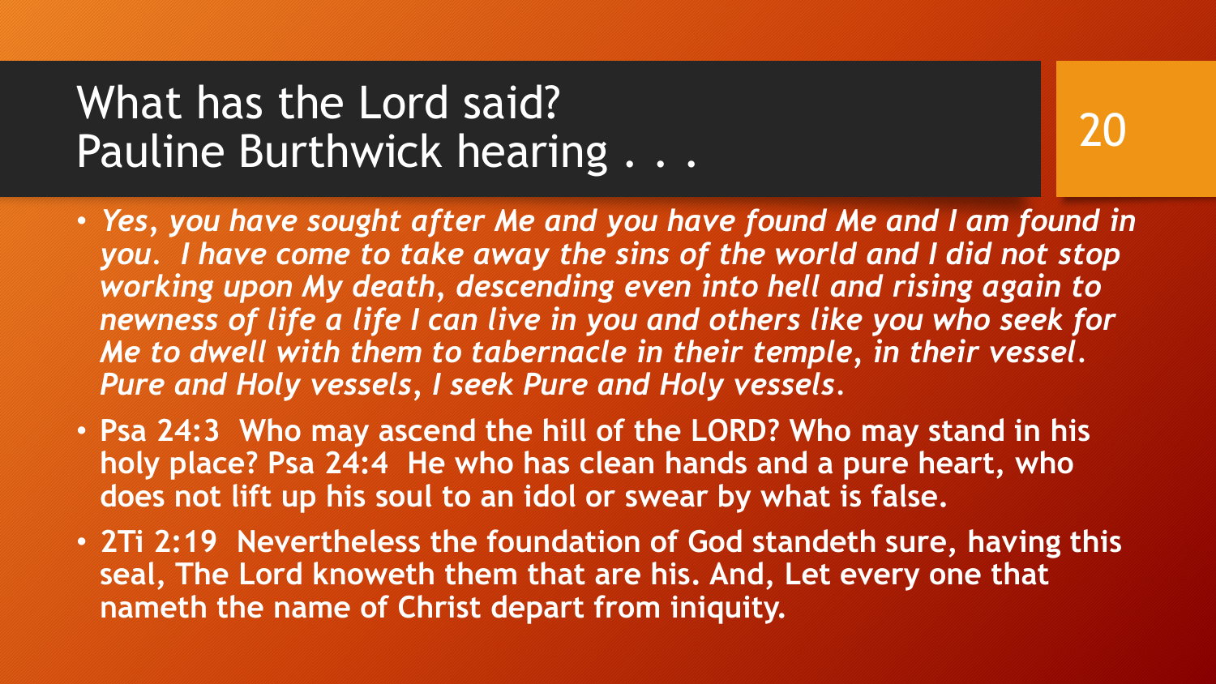# What has the Lord said? Pauline Burthwick hearing . . .

- ***Yes, you have sought after Me and you have found Me and I am found in you. I have come to take away the sins of the world and I did not stop working upon My death, descending even into hell and rising again to newness of life a life I can live in you and others like you who seek for Me to dwell with them to tabernacle in their temple, in their vessel. Pure and Holy vessels, I seek Pure and Holy vessels.***
- **Psa 24:3 Who may ascend the hill of the LORD? Who may stand in his holy place? Psa 24:4 He who has clean hands and a pure heart, who does not lift up his soul to an idol or swear by what is false.**
- **2Ti 2:19 Nevertheless the foundation of God standeth sure, having this seal, The Lord knoweth them that are his. And, Let every one that nameth the name of Christ depart from iniquity.**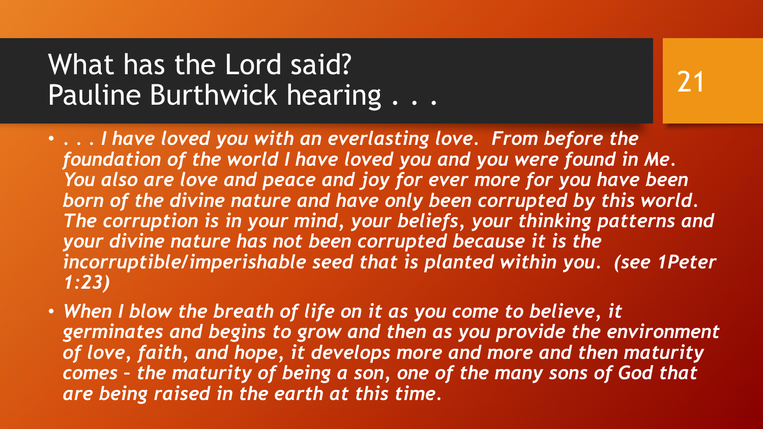# What has the Lord said?
# Pauline Burthwick hearing . . .

- ***. . . I have loved you with an everlasting love. From before the foundation of the world I have loved you and you were found in Me. You also are love and peace and joy for ever more for you have been born of the divine nature and have only been corrupted by this world. The corruption is in your mind, your beliefs, your thinking patterns and your divine nature has not been corrupted because it is the incorruptible/imperishable seed that is planted within you. (see 1Peter 1:23)***
- ***When I blow the breath of life on it as you come to believe, it germinates and begins to grow and then as you provide the environment of love, faith, and hope, it develops more and more and then maturity comes – the maturity of being a son, one of the many sons of God that are being raised in the earth at this time.***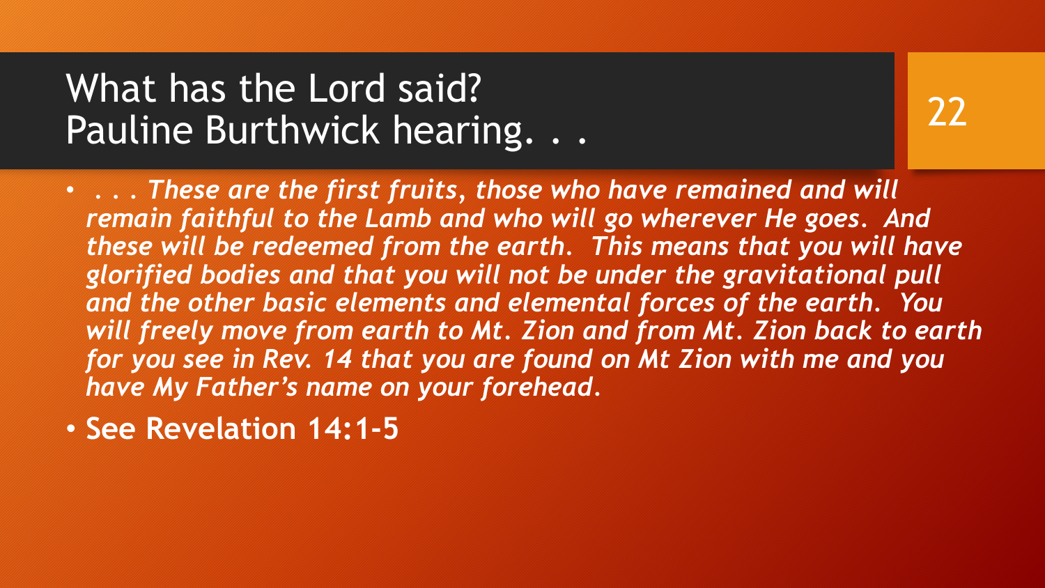# What has the Lord said? Pauline Burthwick hearing. . .

- *. . . These are the first fruits, those who have remained and will remain faithful to the Lamb and who will go wherever He goes. And these will be redeemed from the earth. This means that you will have glorified bodies and that you will not be under the gravitational pull and the other basic elements and elemental forces of the earth. You will freely move from earth to Mt. Zion and from Mt. Zion back to earth for you see in Rev. 14 that you are found on Mt Zion with me and you have My Father's name on your forehead.*
- **See Revelation 14:1-5**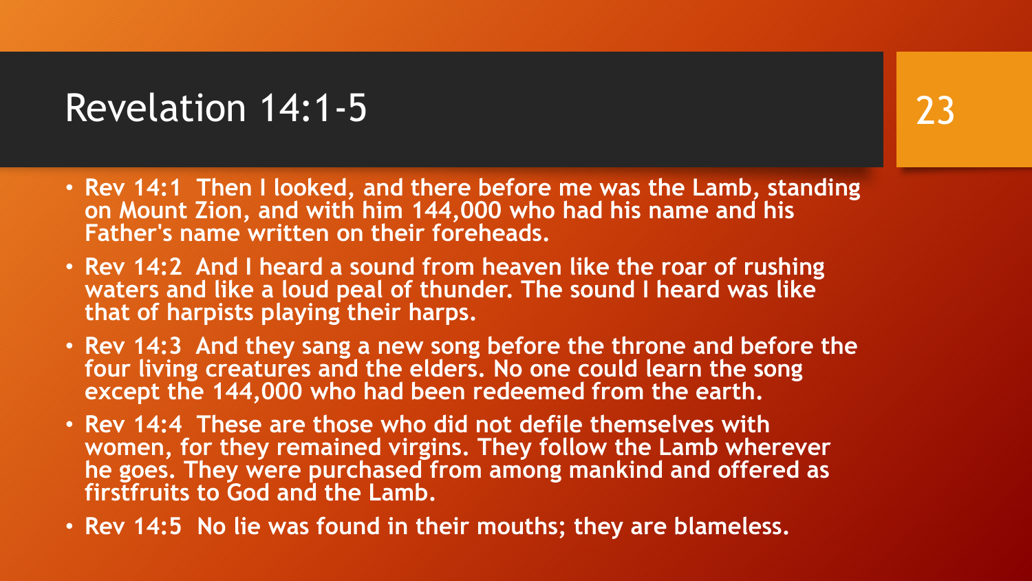# Revelation 14:1-5

- **Rev 14:1 Then I looked, and there before me was the Lamb, standing on Mount Zion, and with him 144,000 who had his name and his Father's name written on their foreheads.**
- **Rev 14:2 And I heard a sound from heaven like the roar of rushing waters and like a loud peal of thunder. The sound I heard was like that of harpists playing their harps.**
- **Rev 14:3 And they sang a new song before the throne and before the four living creatures and the elders. No one could learn the song except the 144,000 who had been redeemed from the earth.**
- **Rev 14:4 These are those who did not defile themselves with women, for they remained virgins. They follow the Lamb wherever he goes. They were purchased from among mankind and offered as firstfruits to God and the Lamb.**
- **Rev 14:5 No lie was found in their mouths; they are blameless.**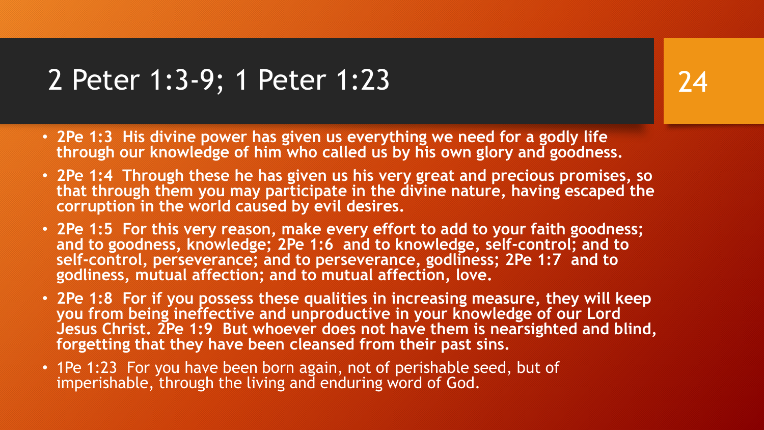# 2 Peter 1:3-9; 1 Peter 1:23

- **2Pe 1:3 His divine power has given us everything we need for a godly life through our knowledge of him who called us by his own glory and goodness.**
- **2Pe 1:4 Through these he has given us his very great and precious promises, so that through them you may participate in the divine nature, having escaped the corruption in the world caused by evil desires.**
- **2Pe 1:5 For this very reason, make every effort to add to your faith goodness; and to goodness, knowledge; 2Pe 1:6 and to knowledge, self-control; and to self-control, perseverance; and to perseverance, godliness; 2Pe 1:7 and to godliness, mutual affection; and to mutual affection, love.**
- **2Pe 1:8 For if you possess these qualities in increasing measure, they will keep you from being ineffective and unproductive in your knowledge of our Lord Jesus Christ. 2Pe 1:9 But whoever does not have them is nearsighted and blind, forgetting that they have been cleansed from their past sins.**
- 1Pe 1:23 For you have been born again, not of perishable seed, but of imperishable, through the living and enduring word of God.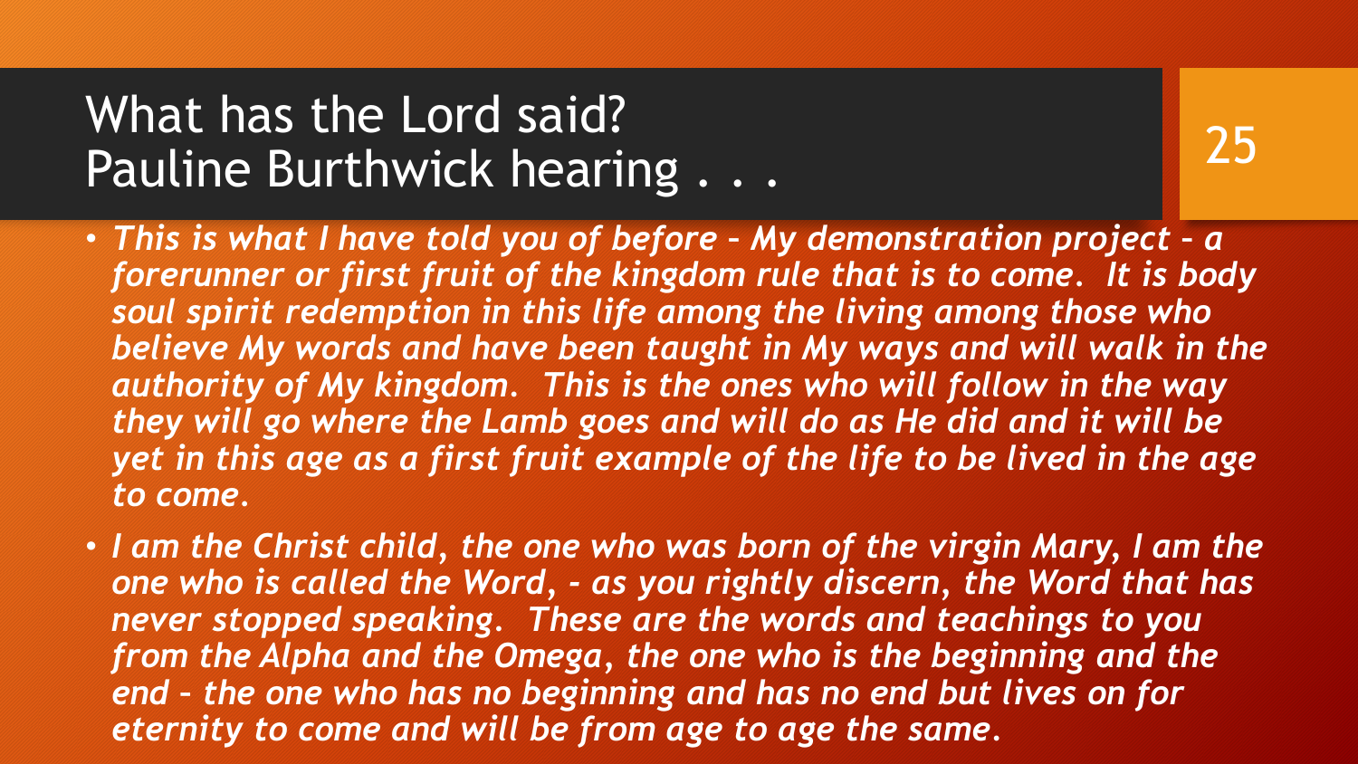# What has the Lord said?
# Pauline Burthwick hearing . . .

- ***This is what I have told you of before – My demonstration project – a forerunner or first fruit of the kingdom rule that is to come. It is body soul spirit redemption in this life among the living among those who believe My words and have been taught in My ways and will walk in the authority of My kingdom. This is the ones who will follow in the way they will go where the Lamb goes and will do as He did and it will be yet in this age as a first fruit example of the life to be lived in the age to come.***
- ***I am the Christ child, the one who was born of the virgin Mary, I am the one who is called the Word, - as you rightly discern, the Word that has never stopped speaking. These are the words and teachings to you from the Alpha and the Omega, the one who is the beginning and the end – the one who has no beginning and has no end but lives on for eternity to come and will be from age to age the same.***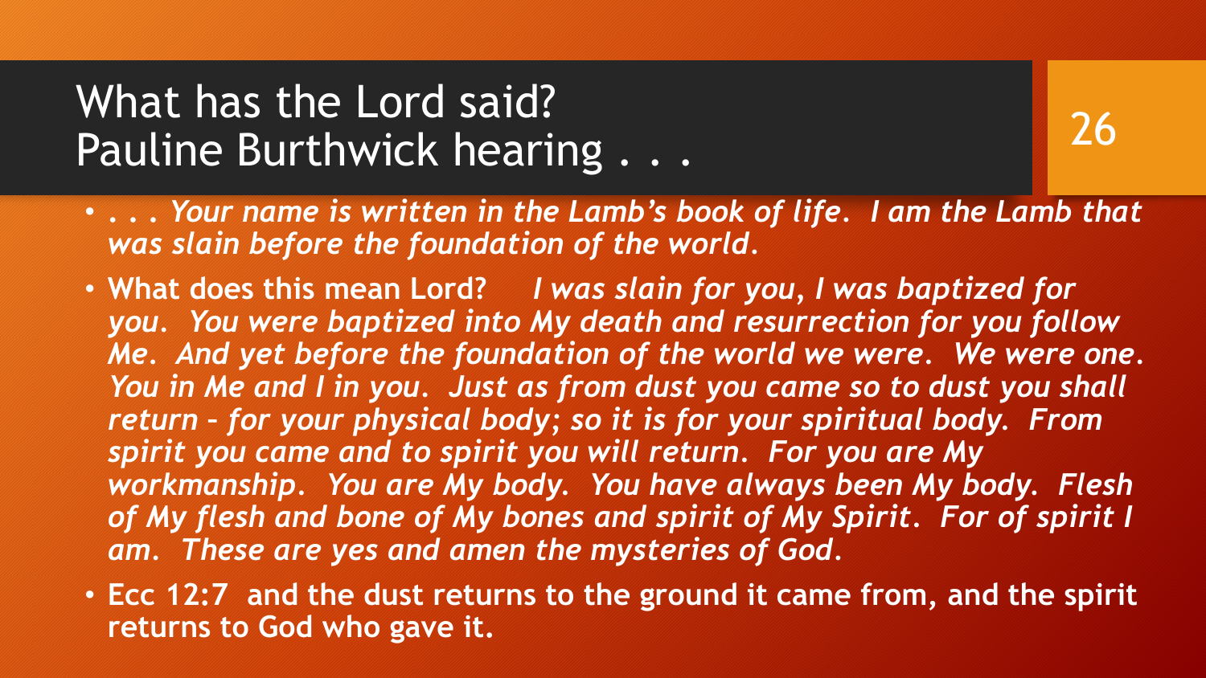# What has the Lord said?
# Pauline Burthwick hearing . . .

- ***. . . Your name is written in the Lamb's book of life. I am the Lamb that was slain before the foundation of the world.***
- **What does this mean Lord?** ***I was slain for you, I was baptized for you. You were baptized into My death and resurrection for you follow Me. And yet before the foundation of the world we were. We were one. You in Me and I in you. Just as from dust you came so to dust you shall return – for your physical body; so it is for your spiritual body. From spirit you came and to spirit you will return. For you are My workmanship. You are My body. You have always been My body. Flesh of My flesh and bone of My bones and spirit of My Spirit. For of spirit I am. These are yes and amen the mysteries of God.***
- **Ecc 12:7 and the dust returns to the ground it came from, and the spirit returns to God who gave it.**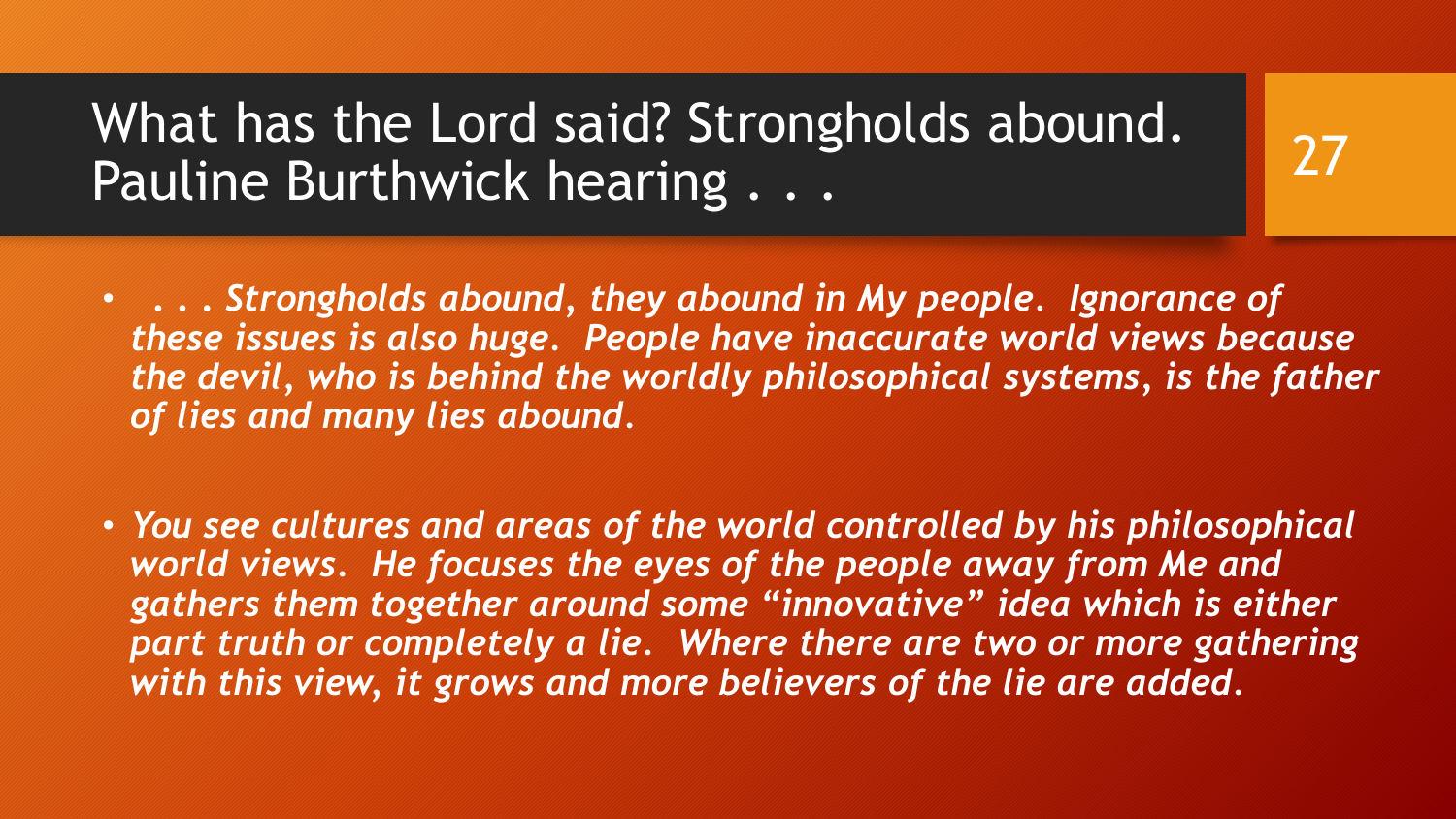# What has the Lord said? Strongholds abound. Pauline Burthwick hearing . . .

- *. . . Strongholds abound, they abound in My people. Ignorance of these issues is also huge. People have inaccurate world views because the devil, who is behind the worldly philosophical systems, is the father of lies and many lies abound.*

- *You see cultures and areas of the world controlled by his philosophical world views. He focuses the eyes of the people away from Me and gathers them together around some "innovative" idea which is either part truth or completely a lie. Where there are two or more gathering with this view, it grows and more believers of the lie are added.*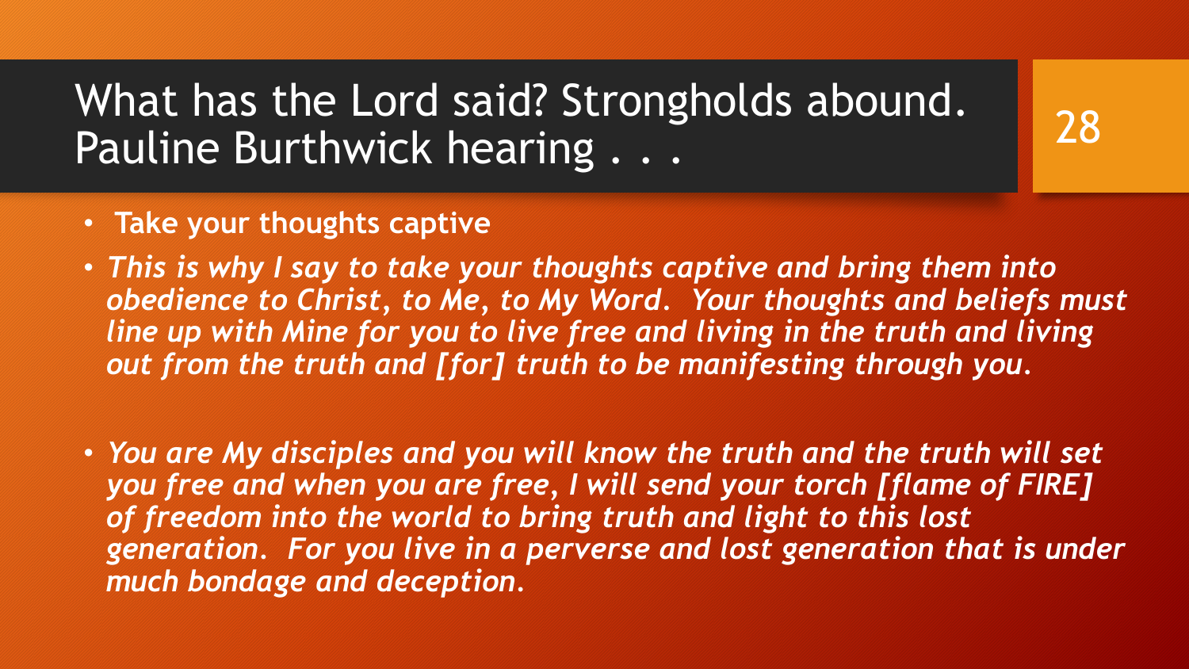# What has the Lord said? Strongholds abound. Pauline Burthwick hearing . . .

- **Take your thoughts captive**
- ***This is why I say to take your thoughts captive and bring them into obedience to Christ, to Me, to My Word. Your thoughts and beliefs must line up with Mine for you to live free and living in the truth and living out from the truth and [for] truth to be manifesting through you.***
- ***You are My disciples and you will know the truth and the truth will set you free and when you are free, I will send your torch [flame of FIRE] of freedom into the world to bring truth and light to this lost generation. For you live in a perverse and lost generation that is under much bondage and deception.***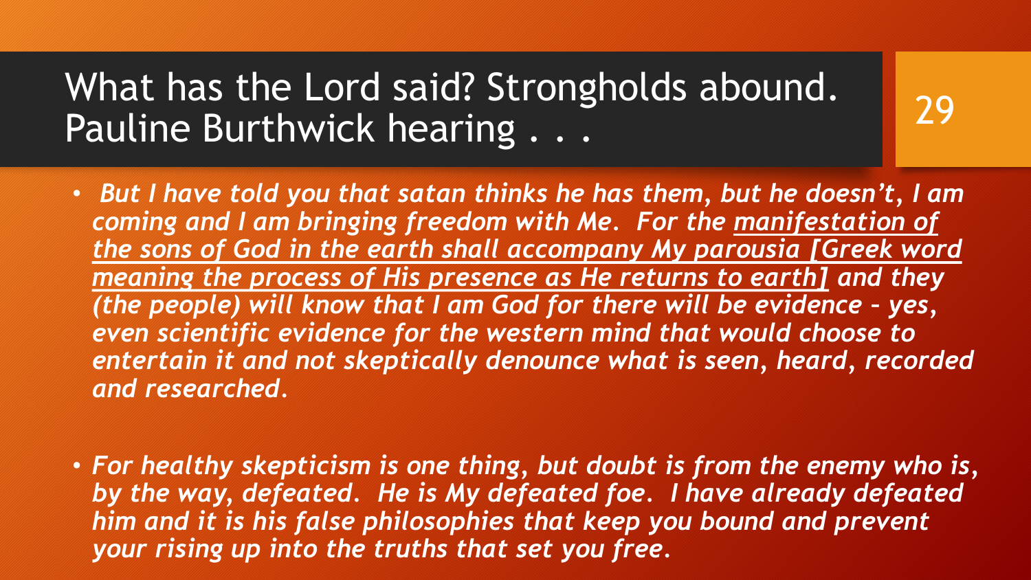# What has the Lord said? Strongholds abound. Pauline Burthwick hearing . . .

- ***But I have told you that satan thinks he has them, but he doesn't, I am coming and I am bringing freedom with Me. For the <u>manifestation of the sons of God in the earth shall accompany My parousia [Greek word meaning the process of His presence as He returns to earth]</u> and they (the people) will know that I am God for there will be evidence – yes, even scientific evidence for the western mind that would choose to entertain it and not skeptically denounce what is seen, heard, recorded and researched.***

- ***For healthy skepticism is one thing, but doubt is from the enemy who is, by the way, defeated. He is My defeated foe. I have already defeated him and it is his false philosophies that keep you bound and prevent your rising up into the truths that set you free.***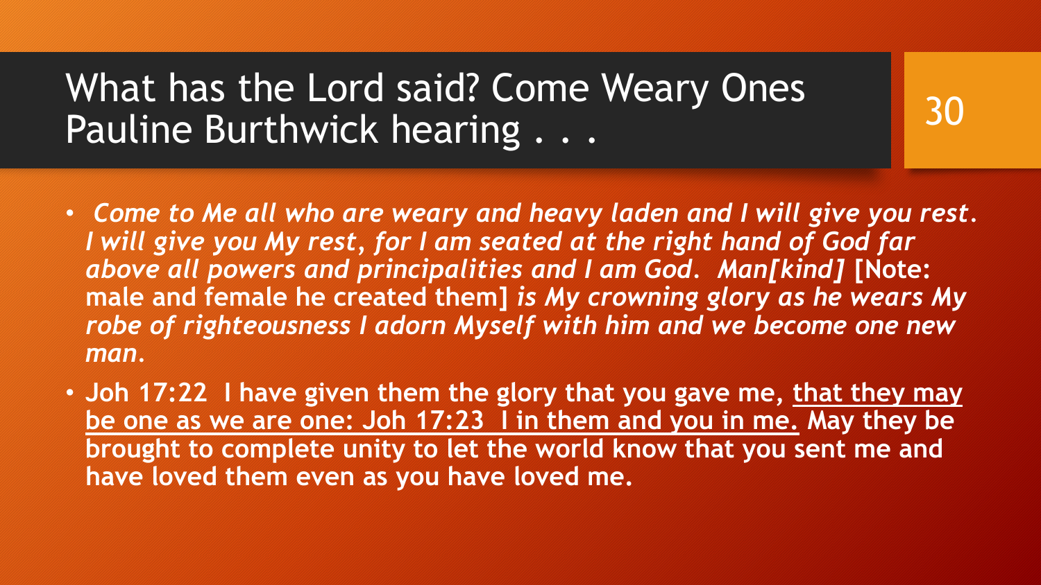# What has the Lord said? Come Weary Ones Pauline Burthwick hearing . . .

- *Come to Me all who are weary and heavy laden and I will give you rest. I will give you My rest, for I am seated at the right hand of God far above all powers and principalities and I am God. Man[kind]* **[Note: male and female he created them]** *is My crowning glory as he wears My robe of righteousness I adorn Myself with him and we become one new man.*
- **Joh 17:22 I have given them the glory that you gave me, <u>that they may be one as we are one: Joh 17:23 I in them and you in me.</u> May they be brought to complete unity to let the world know that you sent me and have loved them even as you have loved me.**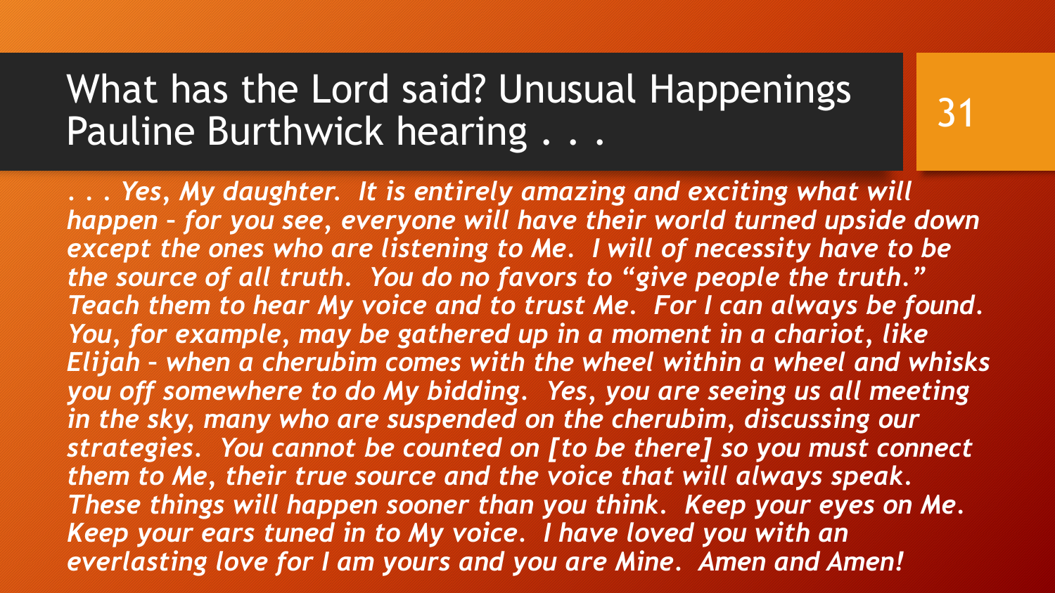# What has the Lord said? Unusual Happenings Pauline Burthwick hearing . . .

*. . . Yes, My daughter. It is entirely amazing and exciting what will happen – for you see, everyone will have their world turned upside down except the ones who are listening to Me. I will of necessity have to be the source of all truth. You do no favors to "give people the truth." Teach them to hear My voice and to trust Me. For I can always be found. You, for example, may be gathered up in a moment in a chariot, like Elijah – when a cherubim comes with the wheel within a wheel and whisks you off somewhere to do My bidding. Yes, you are seeing us all meeting in the sky, many who are suspended on the cherubim, discussing our strategies. You cannot be counted on [to be there] so you must connect them to Me, their true source and the voice that will always speak. These things will happen sooner than you think. Keep your eyes on Me. Keep your ears tuned in to My voice. I have loved you with an everlasting love for I am yours and you are Mine. Amen and Amen!*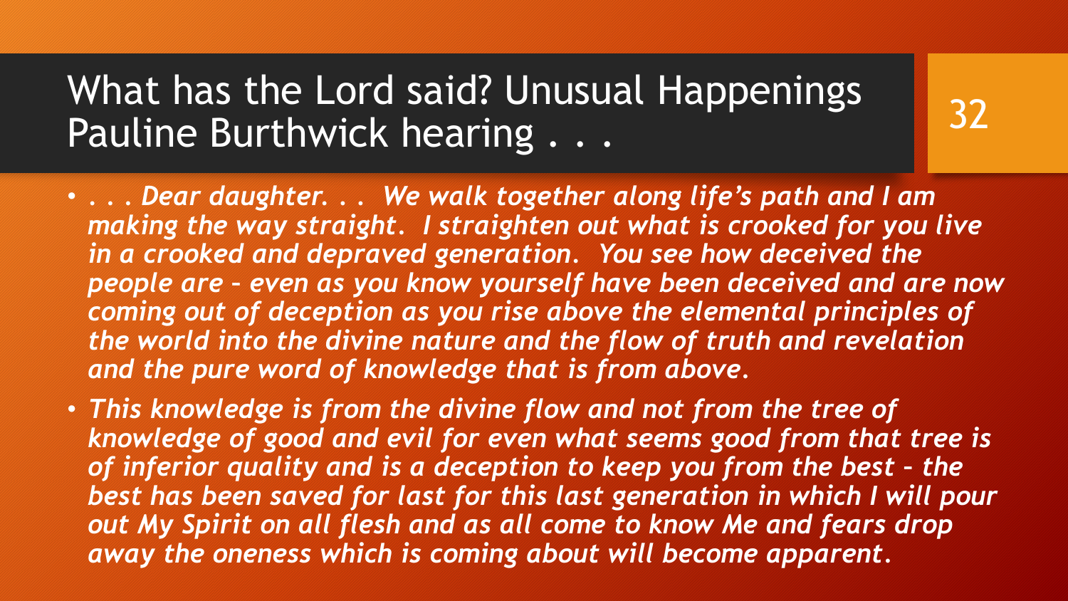# What has the Lord said? Unusual Happenings Pauline Burthwick hearing . . .

- *. . . Dear daughter. . .  We walk together along life's path and I am making the way straight.  I straighten out what is crooked for you live in a crooked and depraved generation.  You see how deceived the people are – even as you know yourself have been deceived and are now coming out of deception as you rise above the elemental principles of the world into the divine nature and the flow of truth and revelation and the pure word of knowledge that is from above.*
- *This knowledge is from the divine flow and not from the tree of knowledge of good and evil for even what seems good from that tree is of inferior quality and is a deception to keep you from the best – the best has been saved for last for this last generation in which I will pour out My Spirit on all flesh and as all come to know Me and fears drop away the oneness which is coming about will become apparent.*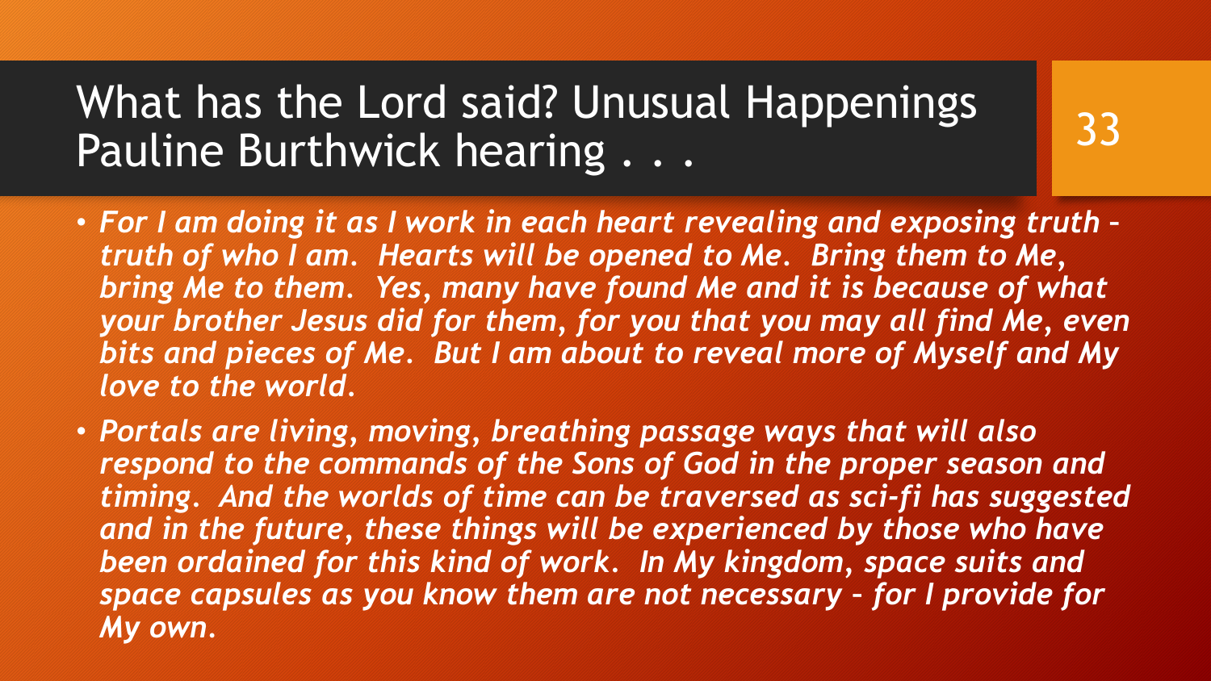# What has the Lord said? Unusual Happenings Pauline Burthwick hearing . . .

- *For I am doing it as I work in each heart revealing and exposing truth – truth of who I am. Hearts will be opened to Me. Bring them to Me, bring Me to them. Yes, many have found Me and it is because of what your brother Jesus did for them, for you that you may all find Me, even bits and pieces of Me. But I am about to reveal more of Myself and My love to the world.*
- *Portals are living, moving, breathing passage ways that will also respond to the commands of the Sons of God in the proper season and timing. And the worlds of time can be traversed as sci-fi has suggested and in the future, these things will be experienced by those who have been ordained for this kind of work. In My kingdom, space suits and space capsules as you know them are not necessary – for I provide for My own.*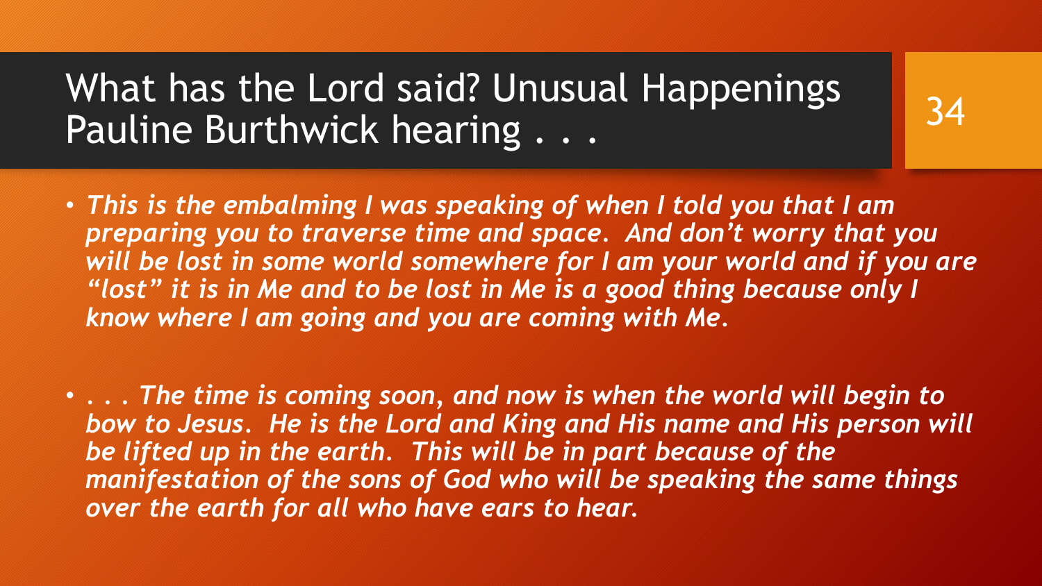# What has the Lord said? Unusual Happenings Pauline Burthwick hearing . . .

- ***This is the embalming I was speaking of when I told you that I am preparing you to traverse time and space. And don't worry that you will be lost in some world somewhere for I am your world and if you are "lost" it is in Me and to be lost in Me is a good thing because only I know where I am going and you are coming with Me.***

- ***. . . The time is coming soon, and now is when the world will begin to bow to Jesus. He is the Lord and King and His name and His person will be lifted up in the earth. This will be in part because of the manifestation of the sons of God who will be speaking the same things over the earth for all who have ears to hear.***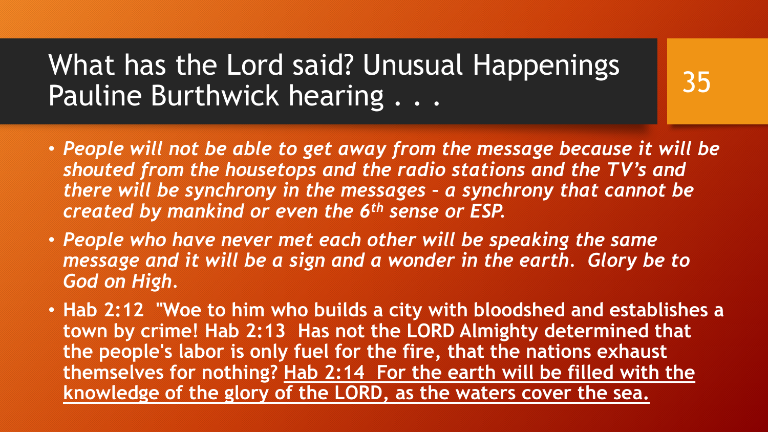# What has the Lord said? Unusual Happenings Pauline Burthwick hearing . . .

- ***People will not be able to get away from the message because it will be shouted from the housetops and the radio stations and the TV's and there will be synchrony in the messages – a synchrony that cannot be created by mankind or even the 6th sense or ESP.***
- ***People who have never met each other will be speaking the same message and it will be a sign and a wonder in the earth. Glory be to God on High.***
- **Hab 2:12 "Woe to him who builds a city with bloodshed and establishes a town by crime! Hab 2:13 Has not the LORD Almighty determined that the people's labor is only fuel for the fire, that the nations exhaust themselves for nothing? <u>Hab 2:14 For the earth will be filled with the knowledge of the glory of the LORD, as the waters cover the sea.</u>**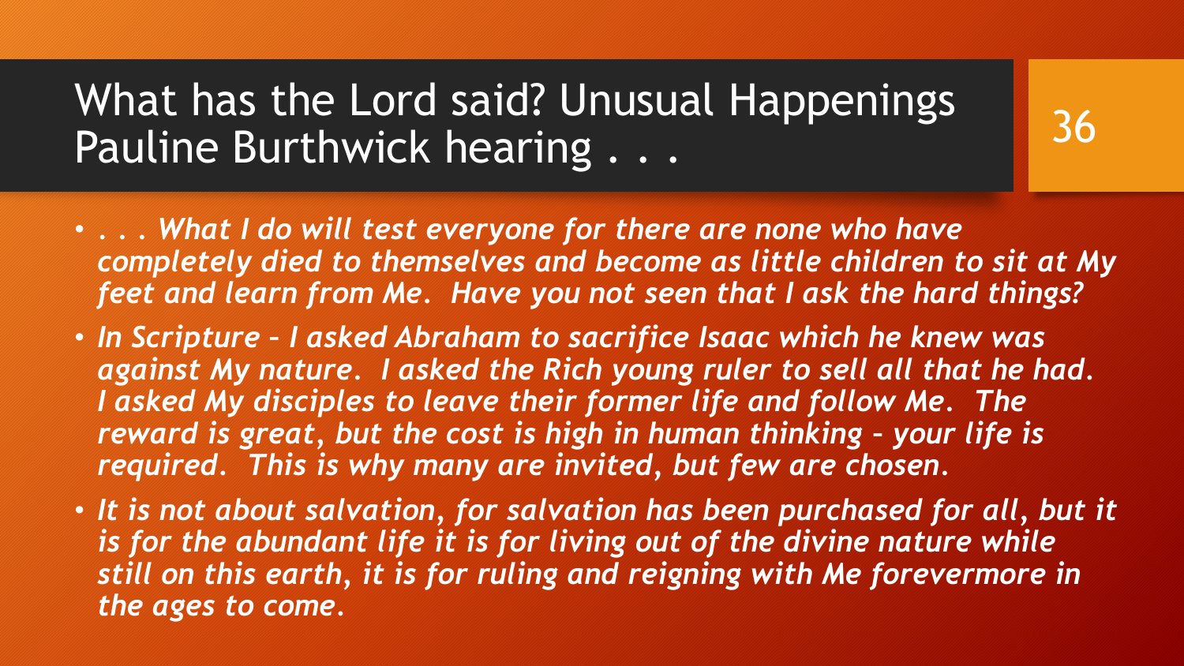# What has the Lord said? Unusual Happenings Pauline Burthwick hearing . . .

- *. . . What I do will test everyone for there are none who have completely died to themselves and become as little children to sit at My feet and learn from Me. Have you not seen that I ask the hard things?*
- *In Scripture – I asked Abraham to sacrifice Isaac which he knew was against My nature. I asked the Rich young ruler to sell all that he had. I asked My disciples to leave their former life and follow Me. The reward is great, but the cost is high in human thinking – your life is required. This is why many are invited, but few are chosen.*
- *It is not about salvation, for salvation has been purchased for all, but it is for the abundant life it is for living out of the divine nature while still on this earth, it is for ruling and reigning with Me forevermore in the ages to come.*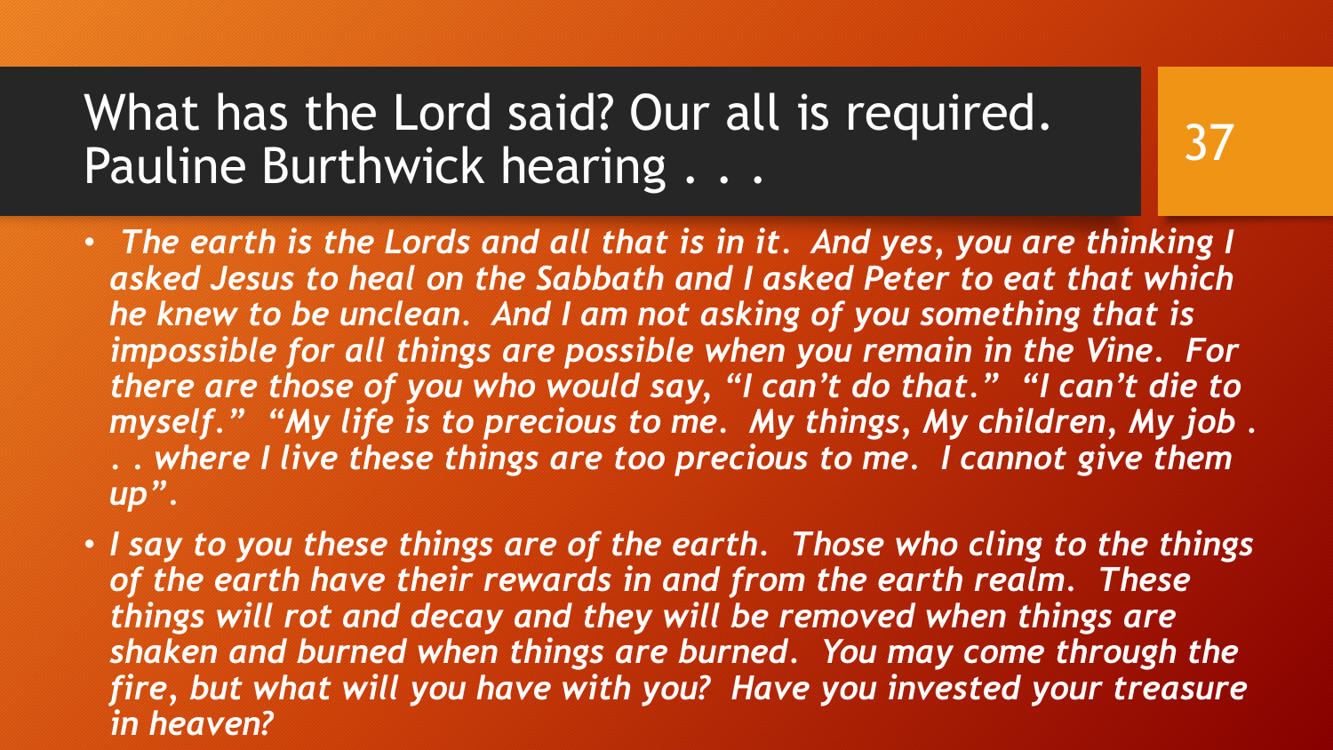# What has the Lord said? Our all is required. Pauline Burthwick hearing . . .

- *The earth is the Lords and all that is in it. And yes, you are thinking I asked Jesus to heal on the Sabbath and I asked Peter to eat that which he knew to be unclean. And I am not asking of you something that is impossible for all things are possible when you remain in the Vine. For there are those of you who would say, "I can't do that." "I can't die to myself." "My life is to precious to me. My things, My children, My job . . . where I live these things are too precious to me. I cannot give them up".*
- *I say to you these things are of the earth. Those who cling to the things of the earth have their rewards in and from the earth realm. These things will rot and decay and they will be removed when things are shaken and burned when things are burned. You may come through the fire, but what will you have with you? Have you invested your treasure in heaven?*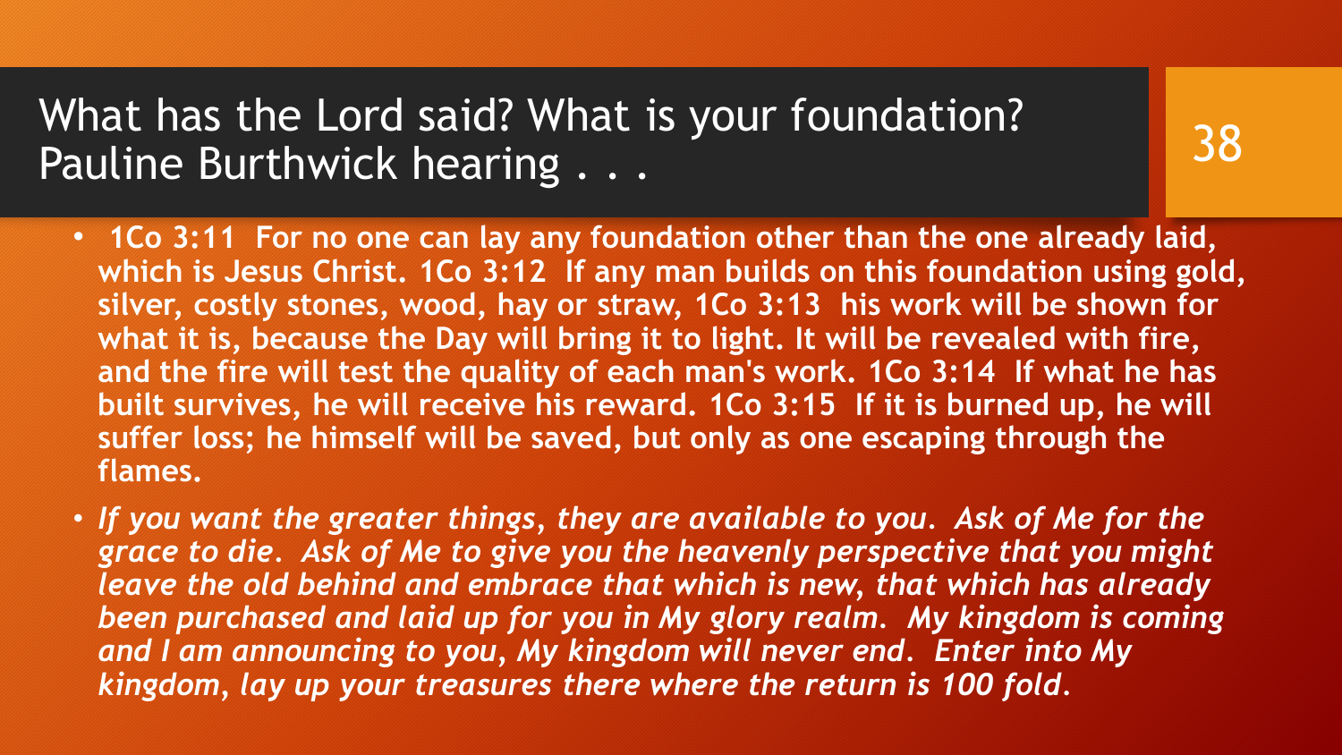# What has the Lord said? What is your foundation? Pauline Burthwick hearing . . .

- **1Co 3:11 For no one can lay any foundation other than the one already laid, which is Jesus Christ. 1Co 3:12 If any man builds on this foundation using gold, silver, costly stones, wood, hay or straw, 1Co 3:13 his work will be shown for what it is, because the Day will bring it to light. It will be revealed with fire, and the fire will test the quality of each man's work. 1Co 3:14 If what he has built survives, he will receive his reward. 1Co 3:15 If it is burned up, he will suffer loss; he himself will be saved, but only as one escaping through the flames.**
- ***If you want the greater things, they are available to you. Ask of Me for the grace to die. Ask of Me to give you the heavenly perspective that you might leave the old behind and embrace that which is new, that which has already been purchased and laid up for you in My glory realm. My kingdom is coming and I am announcing to you, My kingdom will never end. Enter into My kingdom, lay up your treasures there where the return is 100 fold.***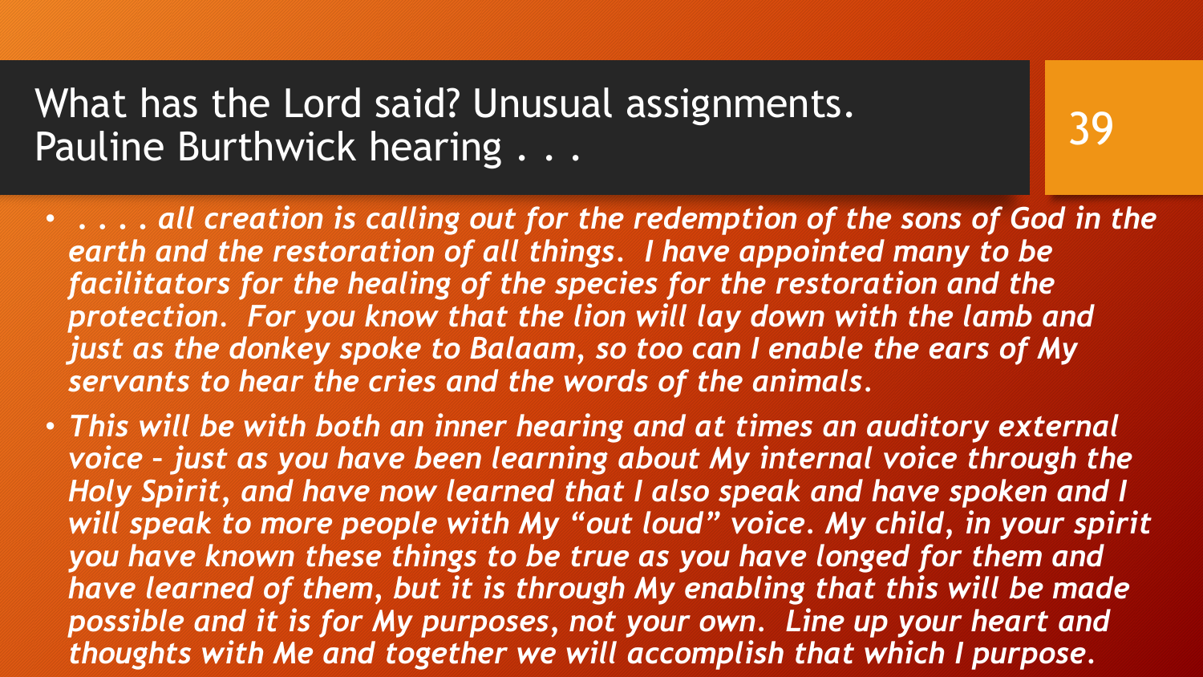# What has the Lord said? Unusual assignments. Pauline Burthwick hearing . . .

- *. . . . all creation is calling out for the redemption of the sons of God in the earth and the restoration of all things. I have appointed many to be facilitators for the healing of the species for the restoration and the protection. For you know that the lion will lay down with the lamb and just as the donkey spoke to Balaam, so too can I enable the ears of My servants to hear the cries and the words of the animals.*
- *This will be with both an inner hearing and at times an auditory external voice – just as you have been learning about My internal voice through the Holy Spirit, and have now learned that I also speak and have spoken and I will speak to more people with My "out loud" voice. My child, in your spirit you have known these things to be true as you have longed for them and have learned of them, but it is through My enabling that this will be made possible and it is for My purposes, not your own. Line up your heart and thoughts with Me and together we will accomplish that which I purpose.*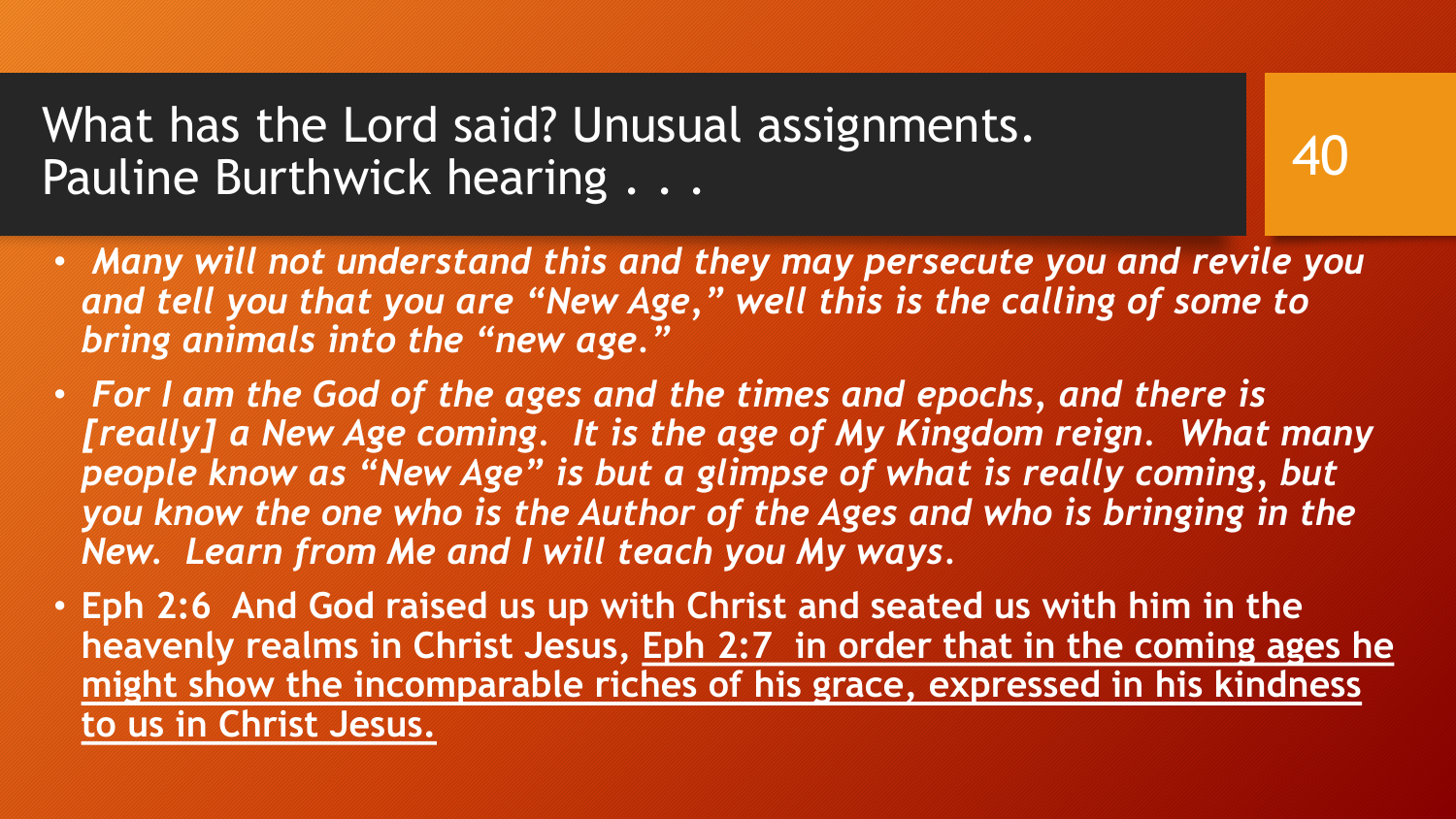## What has the Lord said? Unusual assignments. Pauline Burthwick hearing . . .

- *Many will not understand this and they may persecute you and revile you and tell you that you are “New Age,” well this is the calling of some to bring animals into the “new age.”*
- *For I am the God of the ages and the times and epochs, and there is [really] a New Age coming. It is the age of My Kingdom reign. What many people know as “New Age” is but a glimpse of what is really coming, but you know the one who is the Author of the Ages and who is bringing in the New. Learn from Me and I will teach you My ways.*
- **Eph 2:6 And God raised us up with Christ and seated us with him in the heavenly realms in Christ Jesus, <u>Eph 2:7 in order that in the coming ages he might show the incomparable riches of his grace, expressed in his kindness to us in Christ Jesus.</u>**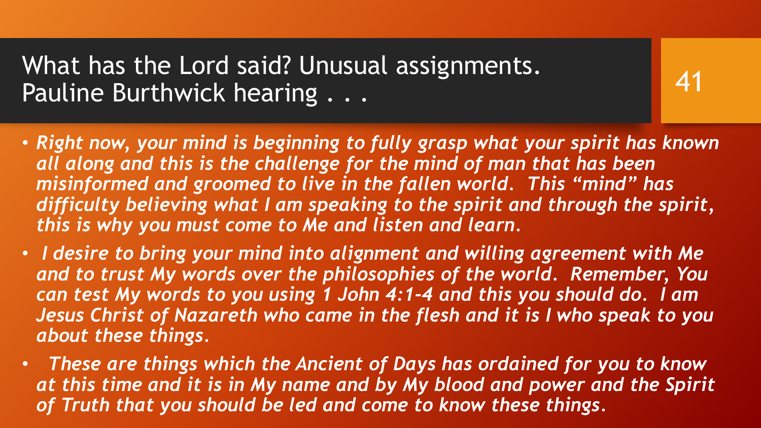# What has the Lord said? Unusual assignments. Pauline Burthwick hearing . . .

- ***Right now, your mind is beginning to fully grasp what your spirit has known all along and this is the challenge for the mind of man that has been misinformed and groomed to live in the fallen world. This "mind" has difficulty believing what I am speaking to the spirit and through the spirit, this is why you must come to Me and listen and learn.***
- ***I desire to bring your mind into alignment and willing agreement with Me and to trust My words over the philosophies of the world. Remember, You can test My words to you using 1 John 4:1-4 and this you should do. I am Jesus Christ of Nazareth who came in the flesh and it is I who speak to you about these things.***
- ***These are things which the Ancient of Days has ordained for you to know at this time and it is in My name and by My blood and power and the Spirit of Truth that you should be led and come to know these things.***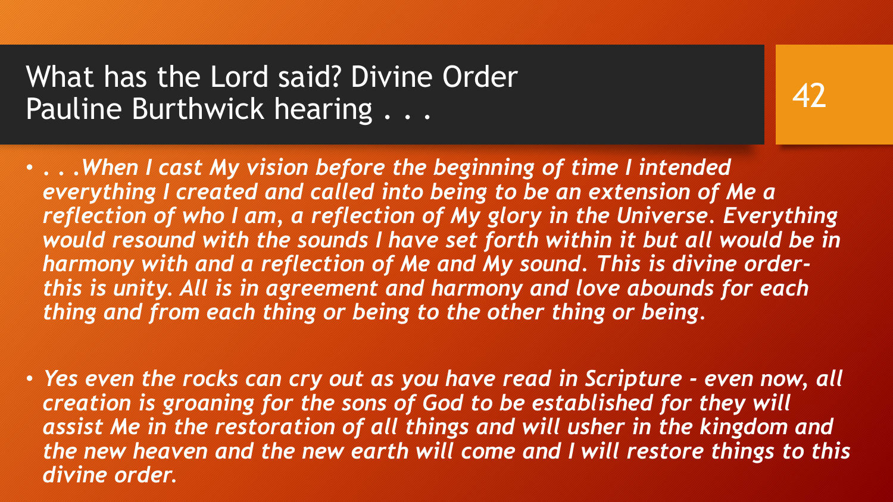# What has the Lord said? Divine Order Pauline Burthwick hearing . . .

- *. . .When I cast My vision before the beginning of time I intended everything I created and called into being to be an extension of Me a reflection of who I am, a reflection of My glory in the Universe. Everything would resound with the sounds I have set forth within it but all would be in harmony with and a reflection of Me and My sound. This is divine order- this is unity. All is in agreement and harmony and love abounds for each thing and from each thing or being to the other thing or being.*

- *Yes even the rocks can cry out as you have read in Scripture - even now, all creation is groaning for the sons of God to be established for they will assist Me in the restoration of all things and will usher in the kingdom and the new heaven and the new earth will come and I will restore things to this divine order.*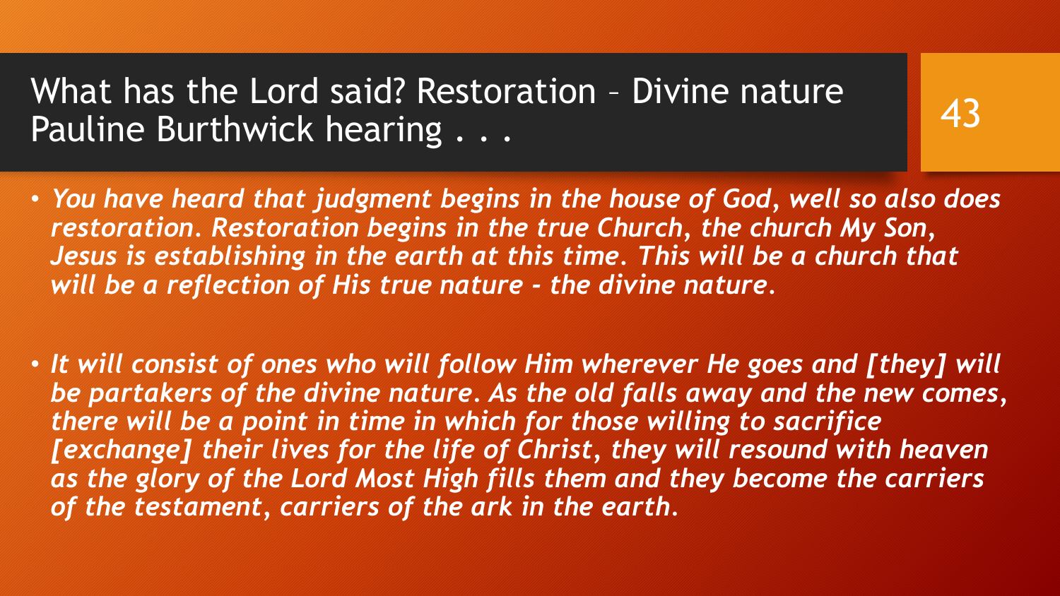# What has the Lord said? Restoration – Divine nature Pauline Burthwick hearing . . .

- ***You have heard that judgment begins in the house of God, well so also does restoration. Restoration begins in the true Church, the church My Son, Jesus is establishing in the earth at this time. This will be a church that will be a reflection of His true nature - the divine nature.***

- ***It will consist of ones who will follow Him wherever He goes and [they] will be partakers of the divine nature. As the old falls away and the new comes, there will be a point in time in which for those willing to sacrifice [exchange] their lives for the life of Christ, they will resound with heaven as the glory of the Lord Most High fills them and they become the carriers of the testament, carriers of the ark in the earth.***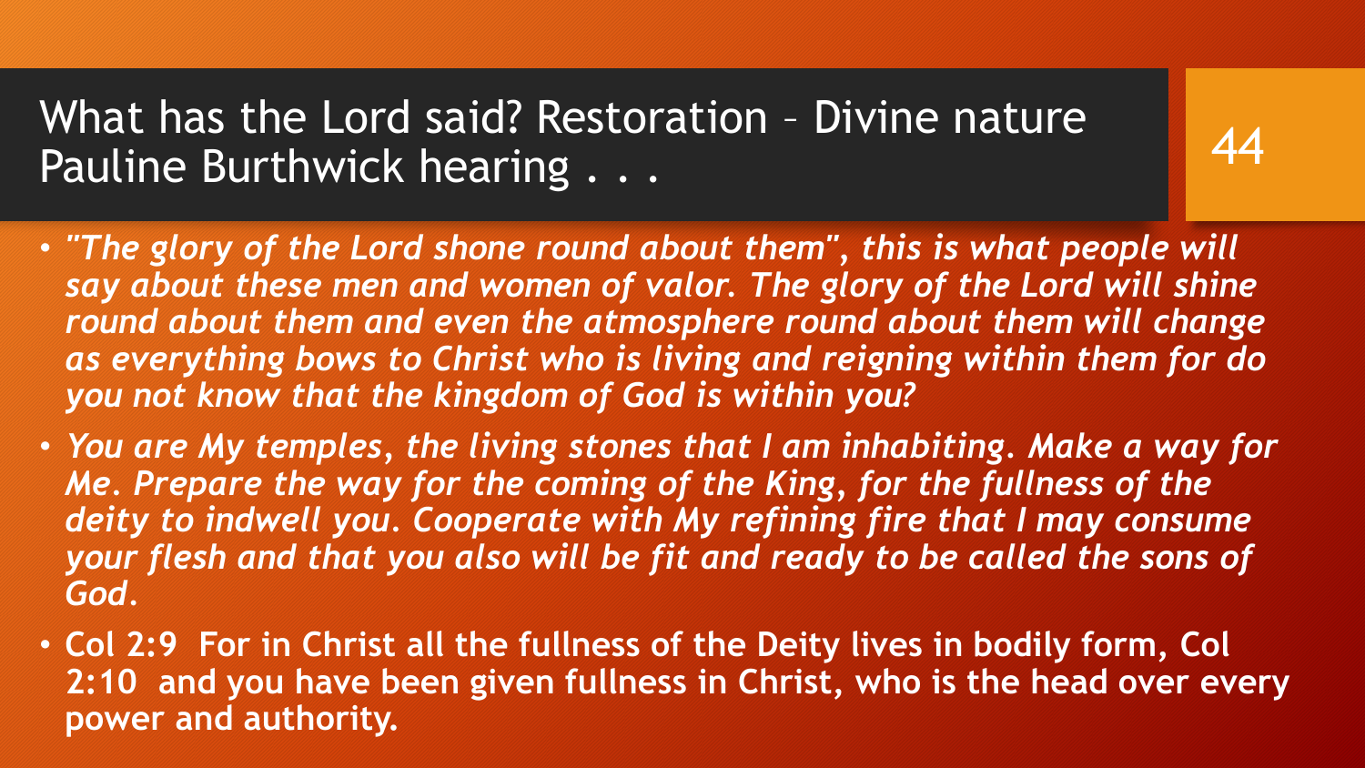# What has the Lord said? Restoration – Divine nature Pauline Burthwick hearing . . .

- ***"The glory of the Lord shone round about them", this is what people will say about these men and women of valor. The glory of the Lord will shine round about them and even the atmosphere round about them will change as everything bows to Christ who is living and reigning within them for do you not know that the kingdom of God is within you?***
- ***You are My temples, the living stones that I am inhabiting. Make a way for Me. Prepare the way for the coming of the King, for the fullness of the deity to indwell you. Cooperate with My refining fire that I may consume your flesh and that you also will be fit and ready to be called the sons of God.***
- **Col 2:9 For in Christ all the fullness of the Deity lives in bodily form, Col 2:10 and you have been given fullness in Christ, who is the head over every power and authority.**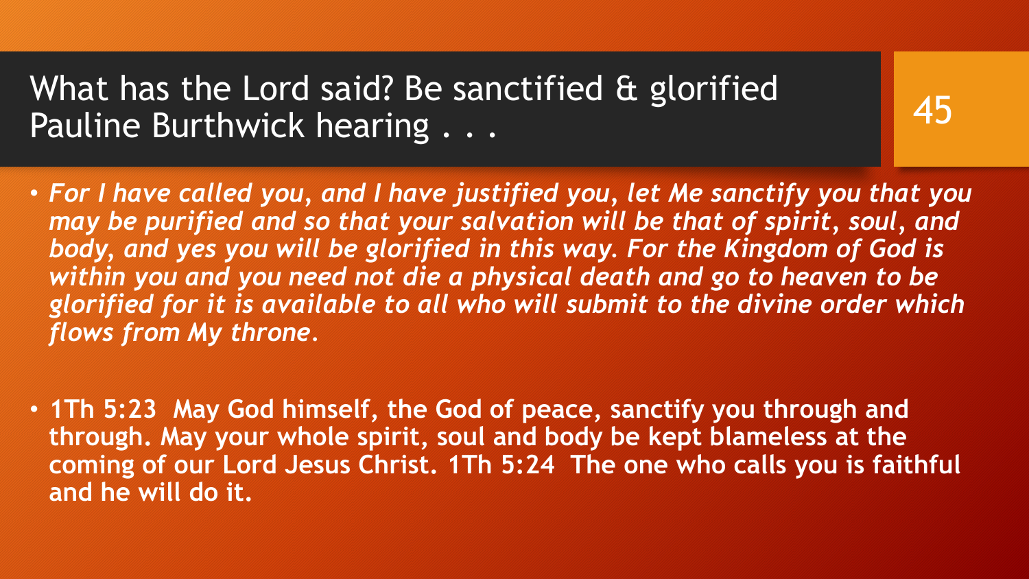# What has the Lord said? Be sanctified & glorified Pauline Burthwick hearing . . .

- ***For I have called you, and I have justified you, let Me sanctify you that you may be purified and so that your salvation will be that of spirit, soul, and body, and yes you will be glorified in this way. For the Kingdom of God is within you and you need not die a physical death and go to heaven to be glorified for it is available to all who will submit to the divine order which flows from My throne.***

- **1Th 5:23 May God himself, the God of peace, sanctify you through and through. May your whole spirit, soul and body be kept blameless at the coming of our Lord Jesus Christ. 1Th 5:24 The one who calls you is faithful and he will do it.**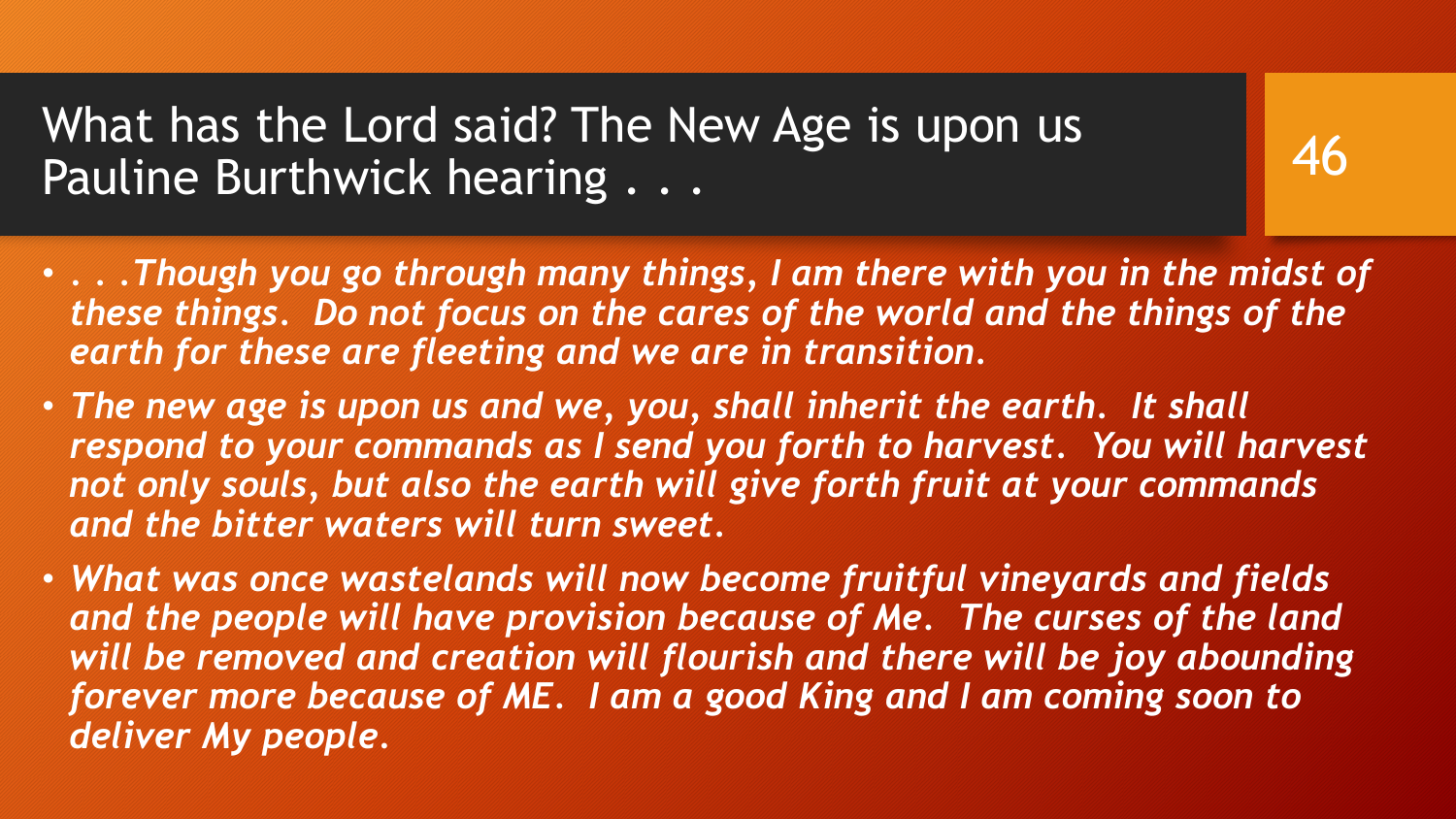# What has the Lord said? The New Age is upon us Pauline Burthwick hearing . . .

- *. . .Though you go through many things, I am there with you in the midst of these things. Do not focus on the cares of the world and the things of the earth for these are fleeting and we are in transition.*
- *The new age is upon us and we, you, shall inherit the earth. It shall respond to your commands as I send you forth to harvest. You will harvest not only souls, but also the earth will give forth fruit at your commands and the bitter waters will turn sweet.*
- *What was once wastelands will now become fruitful vineyards and fields and the people will have provision because of Me. The curses of the land will be removed and creation will flourish and there will be joy abounding forever more because of ME. I am a good King and I am coming soon to deliver My people.*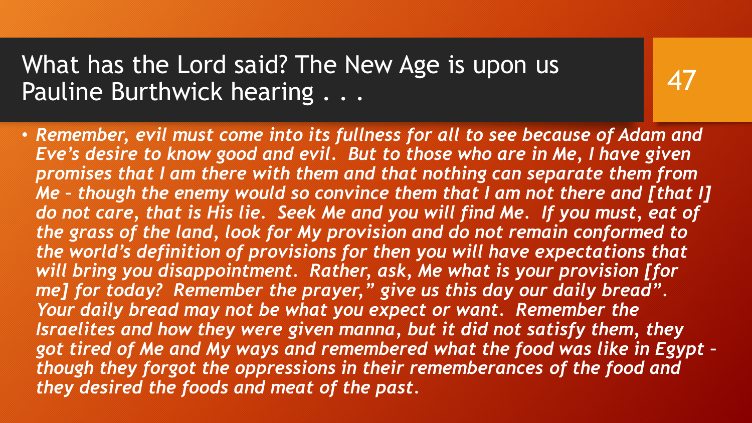# What has the Lord said? The New Age is upon us Pauline Burthwick hearing . . .

- ***Remember, evil must come into its fullness for all to see because of Adam and Eve's desire to know good and evil. But to those who are in Me, I have given promises that I am there with them and that nothing can separate them from Me – though the enemy would so convince them that I am not there and [that I] do not care, that is His lie. Seek Me and you will find Me. If you must, eat of the grass of the land, look for My provision and do not remain conformed to the world's definition of provisions for then you will have expectations that will bring you disappointment. Rather, ask, Me what is your provision [for me] for today? Remember the prayer," give us this day our daily bread". Your daily bread may not be what you expect or want. Remember the Israelites and how they were given manna, but it did not satisfy them, they got tired of Me and My ways and remembered what the food was like in Egypt – though they forgot the oppressions in their rememberances of the food and they desired the foods and meat of the past.***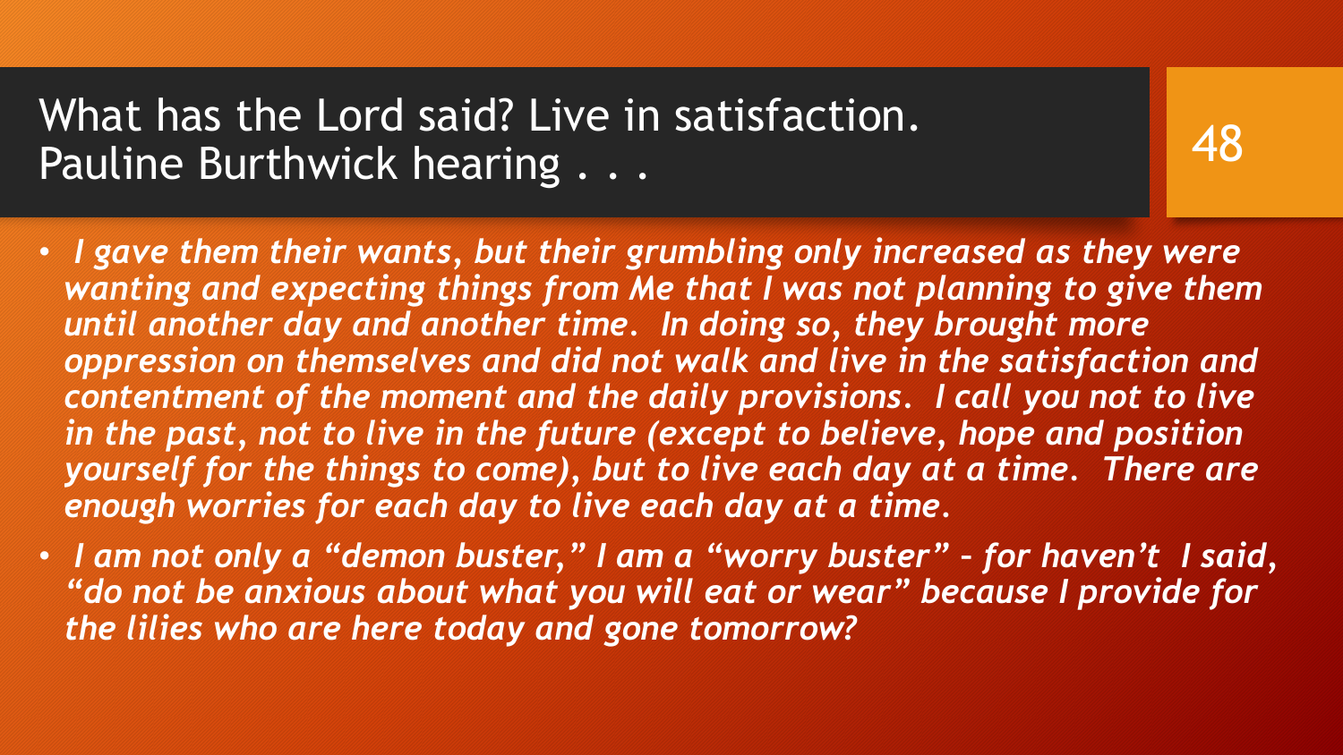# What has the Lord said? Live in satisfaction. Pauline Burthwick hearing . . .

- ***I gave them their wants, but their grumbling only increased as they were wanting and expecting things from Me that I was not planning to give them until another day and another time. In doing so, they brought more oppression on themselves and did not walk and live in the satisfaction and contentment of the moment and the daily provisions. I call you not to live in the past, not to live in the future (except to believe, hope and position yourself for the things to come), but to live each day at a time. There are enough worries for each day to live each day at a time.***
- ***I am not only a "demon buster," I am a "worry buster" – for haven't I said, "do not be anxious about what you will eat or wear" because I provide for the lilies who are here today and gone tomorrow?***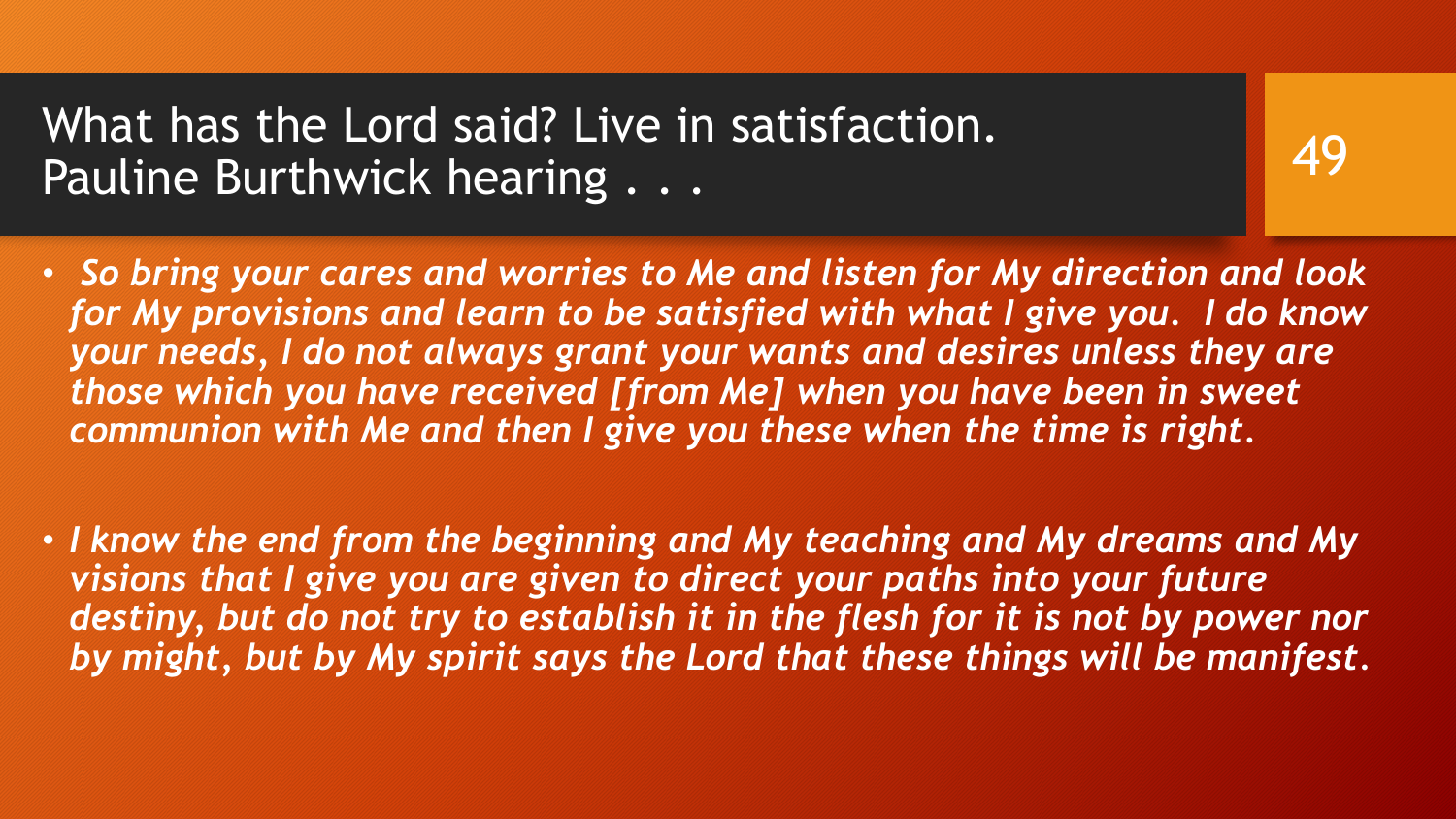# What has the Lord said? Live in satisfaction. Pauline Burthwick hearing . . .

- *So bring your cares and worries to Me and listen for My direction and look for My provisions and learn to be satisfied with what I give you. I do know your needs, I do not always grant your wants and desires unless they are those which you have received [from Me] when you have been in sweet communion with Me and then I give you these when the time is right.*

- *I know the end from the beginning and My teaching and My dreams and My visions that I give you are given to direct your paths into your future destiny, but do not try to establish it in the flesh for it is not by power nor by might, but by My spirit says the Lord that these things will be manifest.*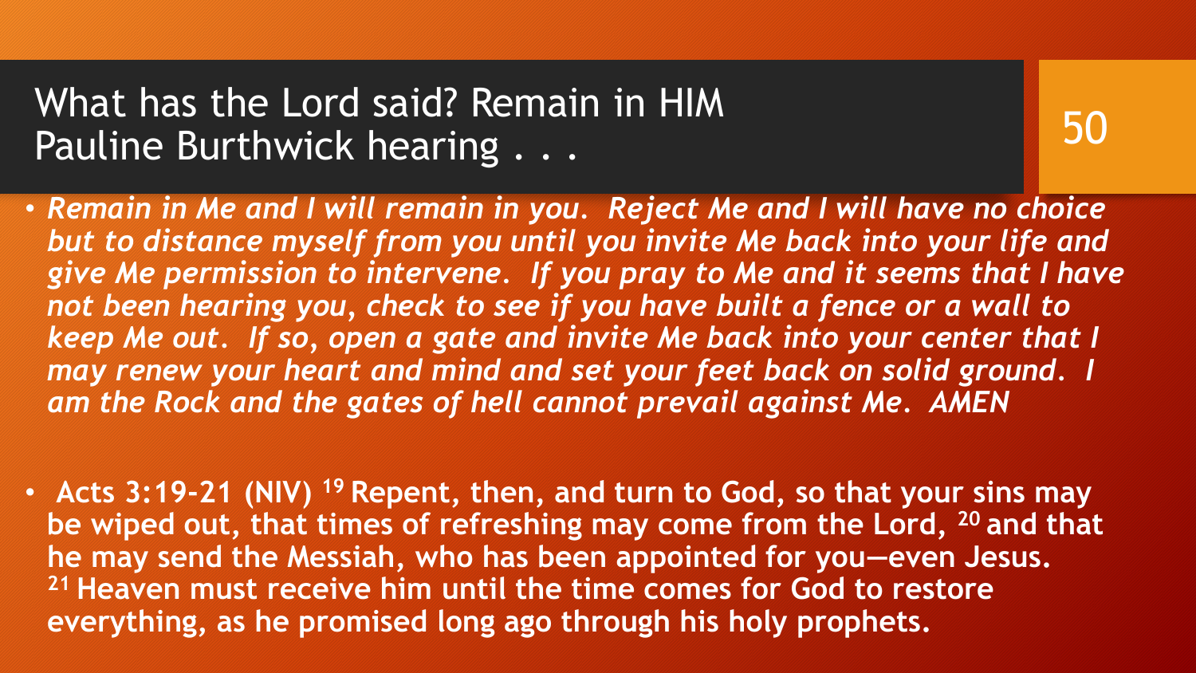# What has the Lord said? Remain in HIM
# Pauline Burthwick hearing . . .

- ***Remain in Me and I will remain in you. Reject Me and I will have no choice but to distance myself from you until you invite Me back into your life and give Me permission to intervene. If you pray to Me and it seems that I have not been hearing you, check to see if you have built a fence or a wall to keep Me out. If so, open a gate and invite Me back into your center that I may renew your heart and mind and set your feet back on solid ground. I am the Rock and the gates of hell cannot prevail against Me. AMEN***

- **Acts 3:19-21 (NIV) [19] Repent, then, and turn to God, so that your sins may be wiped out, that times of refreshing may come from the Lord, [20] and that he may send the Messiah, who has been appointed for you—even Jesus. [21] Heaven must receive him until the time comes for God to restore everything, as he promised long ago through his holy prophets.**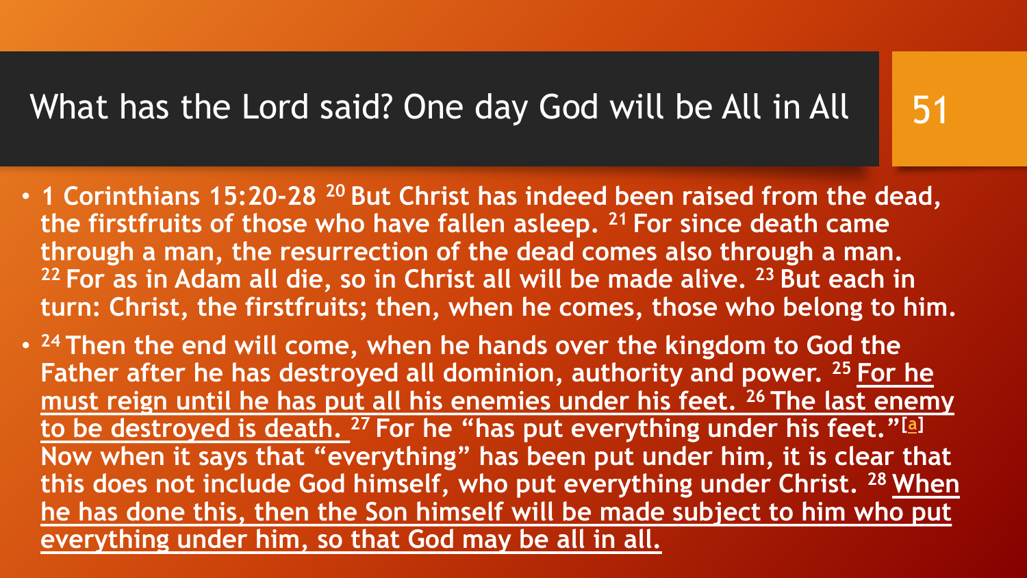# What has the Lord said? One day God will be All in All

- **1 Corinthians 15:20-28 [20] But Christ has indeed been raised from the dead, the firstfruits of those who have fallen asleep. [21] For since death came through a man, the resurrection of the dead comes also through a man. [22] For as in Adam all die, so in Christ all will be made alive. [23] But each in turn: Christ, the firstfruits; then, when he comes, those who belong to him.**
- **[24] Then the end will come, when he hands over the kingdom to God the Father after he has destroyed all dominion, authority and power. [25] <u>For he must reign until he has put all his enemies under his feet. [26] The last enemy to be destroyed is death.</u> [27] For he "has put everything under his feet."[a] Now when it says that "everything" has been put under him, it is clear that this does not include God himself, who put everything under Christ. [28] <u>When he has done this, then the Son himself will be made subject to him who put everything under him, so that God may be all in all.</u>**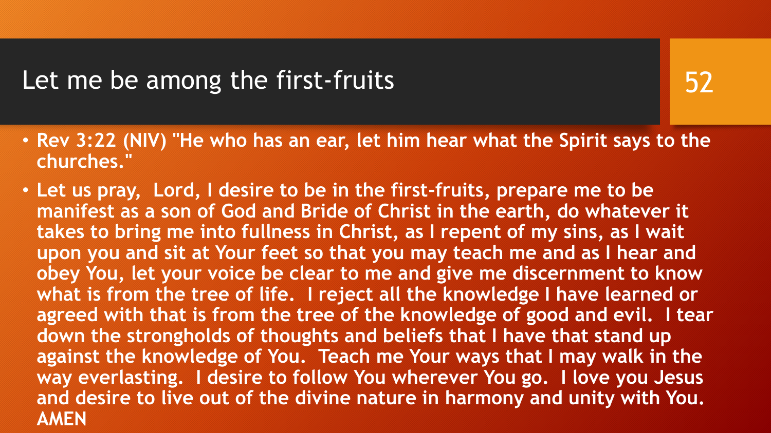# Let me be among the first-fruits

- **Rev 3:22 (NIV) "He who has an ear, let him hear what the Spirit says to the churches."**
- **Let us pray, Lord, I desire to be in the first-fruits, prepare me to be manifest as a son of God and Bride of Christ in the earth, do whatever it takes to bring me into fullness in Christ, as I repent of my sins, as I wait upon you and sit at Your feet so that you may teach me and as I hear and obey You, let your voice be clear to me and give me discernment to know what is from the tree of life. I reject all the knowledge I have learned or agreed with that is from the tree of the knowledge of good and evil. I tear down the strongholds of thoughts and beliefs that I have that stand up against the knowledge of You. Teach me Your ways that I may walk in the way everlasting. I desire to follow You wherever You go. I love you Jesus and desire to live out of the divine nature in harmony and unity with You. AMEN**